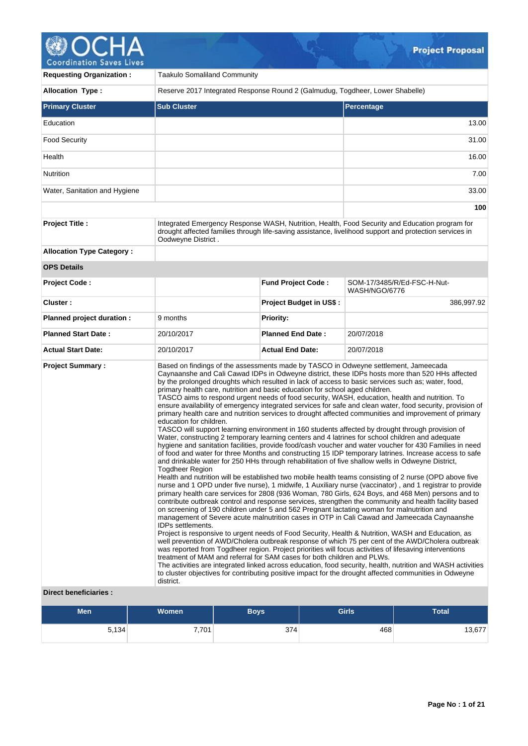# Project Proposal

| | |
|---|---|
| **Requesting Organization :** | Taakulo Somaliland Community |
| **Allocation Type :** | Reserve 2017 Integrated Response Round 2 (Galmudug, Togdheer, Lower Shabelle) |

| Primary Cluster | Sub Cluster | Percentage |
|---|---|---|
| Education | | 13.00 |
| Food Security | | 31.00 |
| Health | | 16.00 |
| Nutrition | | 7.00 |
| Water, Sanitation and Hygiene | | 33.00 |
| | | **100** |

| | |
|---|---|
| **Project Title :** | Integrated Emergency Response WASH, Nutrition, Health, Food Security and Education program for drought affected families through life-saving assistance, livelihood support and protection services in Oodweyne District . |
| **Allocation Type Category :** | |

**OPS Details**

| | | | |
|---|---|---|---|
| **Project Code :** | | **Fund Project Code :** | SOM-17/3485/R/Ed-FSC-H-Nut-WASH/NGO/6776 |
| **Cluster :** | | **Project Budget in US$ :** | 386,997.92 |
| **Planned project duration :** | 9 months | **Priority:** | |
| **Planned Start Date :** | 20/10/2017 | **Planned End Date :** | 20/07/2018 |
| **Actual Start Date:** | 20/10/2017 | **Actual End Date:** | 20/07/2018 |

**Project Summary :**

Based on findings of the assessments made by TASCO in Odweyne settlement, Jameecada Caynaanshe and Cali Cawad IDPs in Odweyne district, these IDPs hosts more than 520 HHs affected by the prolonged droughts which resulted in lack of access to basic services such as; water, food, primary health care, nutrition and basic education for school aged children.
TASCO aims to respond urgent needs of food security, WASH, education, health and nutrition. To ensure availability of emergency integrated services for safe and clean water, food security, provision of primary health care and nutrition services to drought affected communities and improvement of primary education for children.
TASCO will support learning environment in 160 students affected by drought through provision of Water, constructing 2 temporary learning centers and 4 latrines for school children and adequate hygiene and sanitation facilities, provide food/cash voucher and water voucher for 430 Families in need of food and water for three Months and constructing 15 IDP temporary latrines. Increase access to safe and drinkable water for 250 HHs through rehabilitation of five shallow wells in Odweyne District, Togdheer Region
Health and nutrition will be established two mobile health teams consisting of 2 nurse (OPD above five nurse and 1 OPD under five nurse), 1 midwife, 1 Auxiliary nurse (vaccinator) , and 1 registrar to provide primary health care services for 2808 (936 Woman, 780 Girls, 624 Boys, and 468 Men) persons and to contribute outbreak control and response services, strengthen the community and health facility based on screening of 190 children under 5 and 562 Pregnant lactating woman for malnutrition and management of Severe acute malnutrition cases in OTP in Cali Cawad and Jameecada Caynaanshe IDPs settlements.
Project is responsive to urgent needs of Food Security, Health & Nutrition, WASH and Education, as well prevention of AWD/Cholera outbreak response of which 75 per cent of the AWD/Cholera outbreak was reported from Togdheer region. Project priorities will focus activities of lifesaving interventions treatment of MAM and referral for SAM cases for both children and PLWs.
The activities are integrated linked across education, food security, health, nutrition and WASH activities to cluster objectives for contributing positive impact for the drought affected communities in Odweyne district.

**Direct beneficiaries :**

| Men | Women | Boys | Girls | Total |
|---|---|---|---|---|
| 5,134 | 7,701 | 374 | 468 | 13,677 |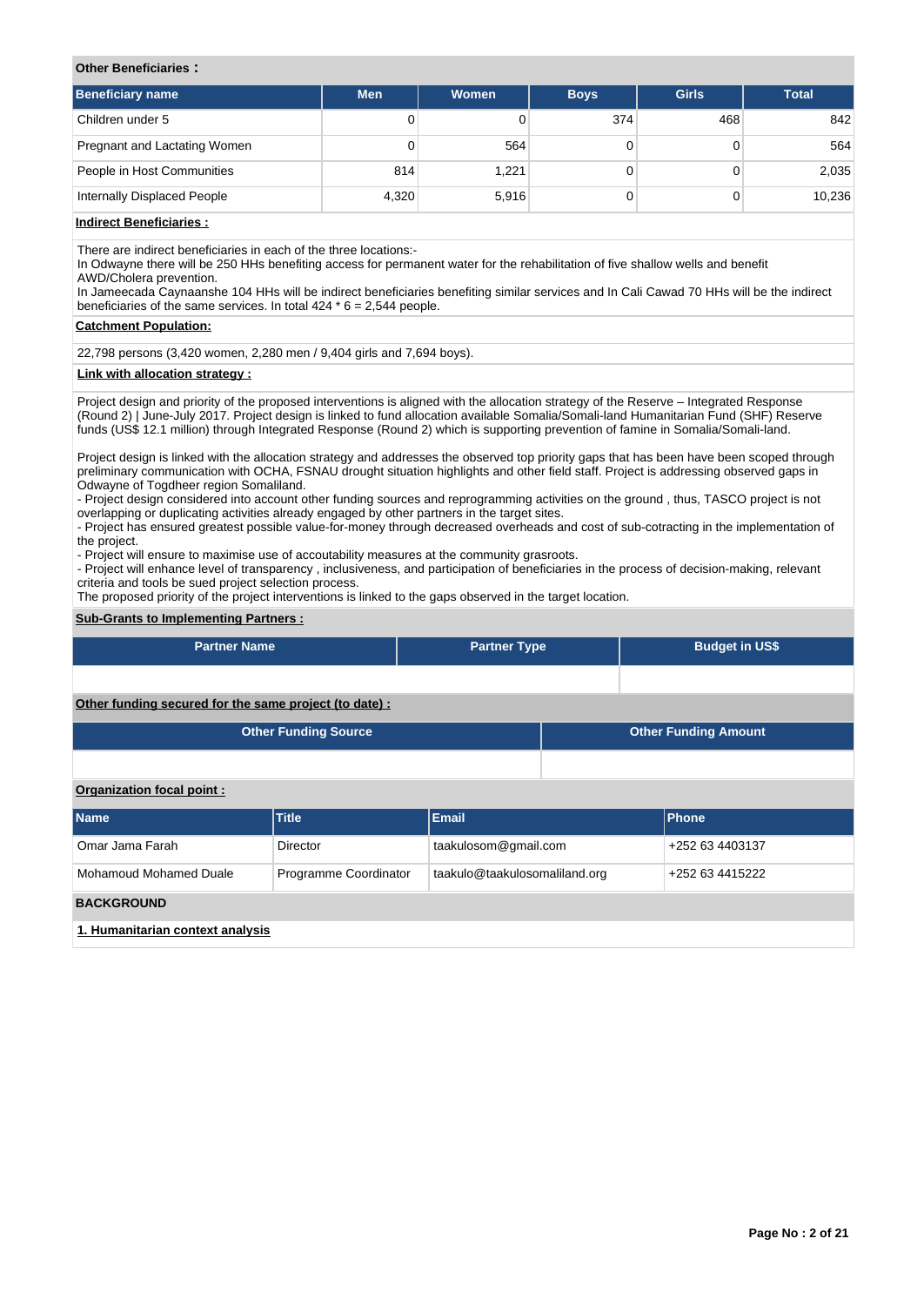**Other Beneficiaries :**

| Beneficiary name | Men | Women | Boys | Girls | Total |
|---|---|---|---|---|---|
| Children under 5 | 0 | 0 | 374 | 468 | 842 |
| Pregnant and Lactating Women | 0 | 564 | 0 | 0 | 564 |
| People in Host Communities | 814 | 1,221 | 0 | 0 | 2,035 |
| Internally Displaced People | 4,320 | 5,916 | 0 | 0 | 10,236 |

**Indirect Beneficiaries :**

There are indirect beneficiaries in each of the three locations:-
In Odwayne there will be 250 HHs benefiting access for permanent water for the rehabilitation of five shallow wells and benefit AWD/Cholera prevention.
In Jameecada Caynaanshe 104 HHs will be indirect beneficiaries benefiting similar services and In Cali Cawad 70 HHs will be the indirect beneficiaries of the same services. In total 424 * 6 = 2,544 people.

**Catchment Population:**

22,798 persons (3,420 women, 2,280 men / 9,404 girls and 7,694 boys).

**Link with allocation strategy :**

Project design and priority of the proposed interventions is aligned with the allocation strategy of the Reserve – Integrated Response (Round 2) | June-July 2017. Project design is linked to fund allocation available Somalia/Somali-land Humanitarian Fund (SHF) Reserve funds (US$ 12.1 million) through Integrated Response (Round 2) which is supporting prevention of famine in Somalia/Somali-land.

Project design is linked with the allocation strategy and addresses the observed top priority gaps that has been have been scoped through preliminary communication with OCHA, FSNAU drought situation highlights and other field staff. Project is addressing observed gaps in Odwayne of Togdheer region Somaliland.
- Project design considered into account other funding sources and reprogramming activities on the ground , thus, TASCO project is not overlapping or duplicating activities already engaged by other partners in the target sites.
- Project has ensured greatest possible value-for-money through decreased overheads and cost of sub-cotracting in the implementation of the project.
- Project will ensure to maximise use of accoutability measures at the community grasroots.
- Project will enhance level of transparency , inclusiveness, and participation of beneficiaries in the process of decision-making, relevant criteria and tools be sued project selection process.
The proposed priority of the project interventions is linked to the gaps observed in the target location.

**Sub-Grants to Implementing Partners :**

| Partner Name | Partner Type | Budget in US$ |
|---|---|---|
| | | |

**Other funding secured for the same project (to date) :**

| Other Funding Source | Other Funding Amount |
|---|---|
| | |

**Organization focal point :**

| Name | Title | Email | Phone |
|---|---|---|---|
| Omar Jama Farah | Director | taakulosom@gmail.com | +252 63 4403137 |
| Mohamoud Mohamed Duale | Programme Coordinator | taakulo@taakulosomaliland.org | +252 63 4415222 |

## BACKGROUND

**1. Humanitarian context analysis**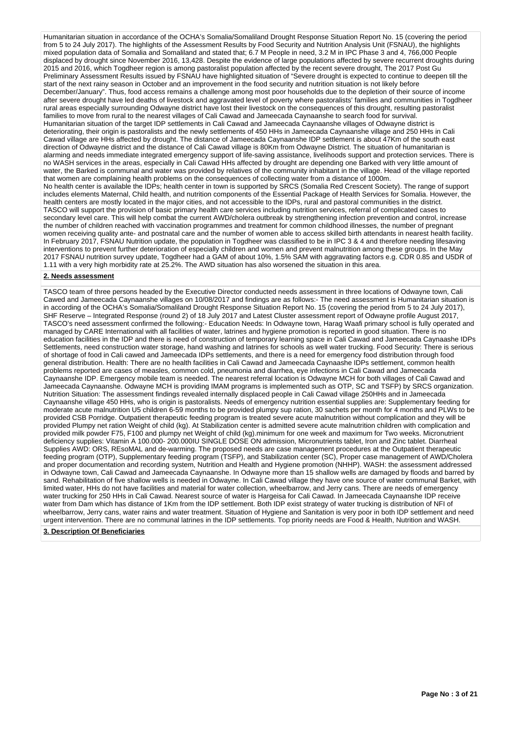Humanitarian situation in accordance of the OCHA's Somalia/Somaliland Drought Response Situation Report No. 15 (covering the period from 5 to 24 July 2017). The highlights of the Assessment Results by Food Security and Nutrition Analysis Unit (FSNAU), the highlights mixed population data of Somalia and Somaliland and stated that; 6.7 M People in need, 3.2 M in IPC Phase 3 and 4, 766,000 People displaced by drought since November 2016, 13,428. Despite the evidence of large populations affected by severe recurrent droughts during 2015 and 2016, which Togdheer region is among pastoralist population affected by the recent severe drought, The 2017 Post Gu Preliminary Assessment Results issued by FSNAU have highlighted situation of "Severe drought is expected to continue to deepen till the start of the next rainy season in October and an improvement in the food security and nutrition situation is not likely before December/January". Thus, food access remains a challenge among most poor households due to the depletion of their source of income after severe drought have led deaths of livestock and aggravated level of poverty where pastoralists' families and communities in Togdheer rural areas especially surrounding Odwayne district have lost their livestock on the consequences of this drought, resulting pastoralist families to move from rural to the nearest villages of Cali Cawad and Jameecada Caynaanshe to search food for survival.
Humanitarian situation of the target IDP settlements in Cali Cawad and Jameecada Caynaanshe villages of Odwayne district is deteriorating, their origin is pastoralists and the newly settlements of 450 HHs in Jameecada Caynaanshe village and 250 HHs in Cali Cawad village are HHs affected by drought. The distance of Jameecada Caynaanshe IDP settlement is about 47Km of the south east direction of Odwayne district and the distance of Cali Cawad village is 80Km from Odwayne District. The situation of humanitarian is alarming and needs immediate integrated emergency support of life-saving assistance, livelihoods support and protection services. There is no WASH services in the areas, especially in Cali Cawad HHs affected by drought are depending one Barked with very little amount of water, the Barked is communal and water was provided by relatives of the community inhabitant in the village. Head of the village reported that women are complaining health problems on the consequences of collecting water from a distance of 1000m.
No health center is available the IDPs; health center in town is supported by SRCS (Somalia Red Crescent Society). The range of support includes elements Maternal, Child health, and nutrition components of the Essential Package of Health Services for Somalia. However, the health centers are mostly located in the major cities, and not accessible to the IDPs, rural and pastoral communities in the district.
TASCO will support the provision of basic primary health care services including nutrition services, referral of complicated cases to secondary level care. This will help combat the current AWD/cholera outbreak by strengthening infection prevention and control, increase the number of children reached with vaccination programmes and treatment for common childhood illnesses, the number of pregnant women receiving quality ante- and postnatal care and the number of women able to access skilled birth attendants in nearest health facility.
In February 2017, FSNAU Nutrition update, the population in Togdheer was classified to be in IPC 3 & 4 and therefore needing lifesaving interventions to prevent further deterioration of especially children and women and prevent malnutrition among these groups. In the May 2017 FSNAU nutrition survey update, Togdheer had a GAM of about 10%, 1.5% SAM with aggravating factors e.g. CDR 0.85 and U5DR of 1.11 with a very high morbidity rate at 25.2%. The AWD situation has also worsened the situation in this area.

## 2. Needs assessment

TASCO team of three persons headed by the Executive Director conducted needs assessment in three locations of Odwayne town, Cali Cawed and Jameecada Caynaanshe villages on 10/08/2017 and findings are as follows:- The need assessment is Humanitarian situation is in according of the OCHA's Somalia/Somaliland Drought Response Situation Report No. 15 (covering the period from 5 to 24 July 2017), SHF Reserve – Integrated Response (round 2) of 18 July 2017 and Latest Cluster assessment report of Odwayne profile August 2017, TASCO's need assessment confirmed the following:- Education Needs: In Odwayne town, Harag Waafi primary school is fully operated and managed by CARE International with all facilities of water, latrines and hygiene promotion is reported in good situation. There is no education facilities in the IDP and there is need of construction of temporary learning space in Cali Cawad and Jameecada Caynaashe IDPs Settlements, need construction water storage, hand washing and latrines for schools as well water trucking. Food Security: There is serious of shortage of food in Cali cawed and Jameecada IDPs settlements, and there is a need for emergency food distribution through food general distribution. Health: There are no health facilities in Cali Cawad and Jameecada Caynaashe IDPs settlement, common health problems reported are cases of measles, common cold, pneumonia and diarrhea, eye infections in Cali Cawad and Jameecada Caynaanshe IDP. Emergency mobile team is needed. The nearest referral location is Odwayne MCH for both villages of Cali Cawad and Jameecada Caynaanshe. Odwayne MCH is providing IMAM programs is implemented such as OTP, SC and TSFP) by SRCS organization. Nutrition Situation: The assessment findings revealed internally displaced people in Cali Cawad village 250HHs and in Jameecada Caynaanshe village 450 HHs, who is origin is pastoralists. Needs of emergency nutrition essential supplies are: Supplementary feeding for moderate acute malnutrition U5 children 6-59 months to be provided plumpy sup ration, 30 sachets per month for 4 months and PLWs to be provided CSB Porridge. Outpatient therapeutic feeding program is treated severe acute malnutrition without complication and they will be provided Plumpy net ration Weight of child (kg). At Stabilization center is admitted severe acute malnutrition children with complication and provided milk powder F75, F100 and plumpy net Weight of child (kg).minimum for one week and maximum for Two weeks. Micronutrient deficiency supplies: Vitamin A 100.000- 200.000IU SINGLE DOSE ON admission, Micronutrients tablet, Iron and Zinc tablet. Diarrheal Supplies AWD: ORS, REsoMAL and de-warming. The proposed needs are case management procedures at the Outpatient therapeutic feeding program (OTP), Supplementary feeding program (TSFP), and Stabilization center (SC), Proper case management of AWD/Cholera and proper documentation and recording system, Nutrition and Health and Hygiene promotion (NHHP). WASH: the assessment addressed in Odwayne town, Cali Cawad and Jameecada Caynaanshe. In Odwayne more than 15 shallow wells are damaged by floods and barred by sand. Rehabilitation of five shallow wells is needed in Odwayne. In Cali Cawad village they have one source of water communal Barket, with limited water, HHs do not have facilities and material for water collection, wheelbarrow, and Jerry cans. There are needs of emergency water trucking for 250 HHs in Cali Cawad. Nearest source of water is Hargeisa for Cali Cawad. In Jameecada Caynaanshe IDP receive water from Dam which has distance of 1Km from the IDP settlement. Both IDP exist strategy of water trucking is distribution of NFI of wheelbarrow, Jerry cans, water rains and water treatment. Situation of Hygiene and Sanitation is very poor in both IDP settlement and need urgent intervention. There are no communal latrines in the IDP settlements. Top priority needs are Food & Health, Nutrition and WASH.

## 3. Description Of Beneficiaries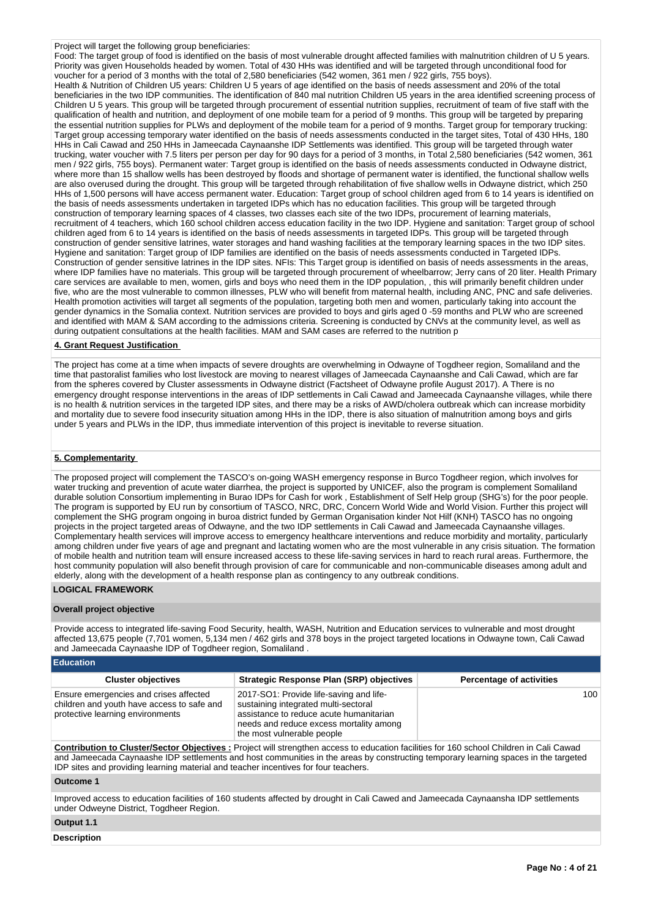Project will target the following group beneficiaries:
Food: The target group of food is identified on the basis of most vulnerable drought affected families with malnutrition children of U 5 years. Priority was given Households headed by women. Total of 430 HHs was identified and will be targeted through unconditional food for voucher for a period of 3 months with the total of 2,580 beneficiaries (542 women, 361 men / 922 girls, 755 boys).
Health & Nutrition of Children U5 years: Children U 5 years of age identified on the basis of needs assessment and 20% of the total beneficiaries in the two IDP communities. The identification of 840 mal nutrition Children U5 years in the area identified screening process of Children U 5 years. This group will be targeted through procurement of essential nutrition supplies, recruitment of team of five staff with the qualification of health and nutrition, and deployment of one mobile team for a period of 9 months. This group will be targeted by preparing the essential nutrition supplies for PLWs and deployment of the mobile team for a period of 9 months. Target group for temporary trucking: Target group accessing temporary water identified on the basis of needs assessments conducted in the target sites, Total of 430 HHs, 180 HHs in Cali Cawad and 250 HHs in Jameecada Caynaanshe IDP Settlements was identified. This group will be targeted through water trucking, water voucher with 7.5 liters per person per day for 90 days for a period of 3 months, in Total 2,580 beneficiaries (542 women, 361 men / 922 girls, 755 boys). Permanent water: Target group is identified on the basis of needs assessments conducted in Odwayne district, where more than 15 shallow wells has been destroyed by floods and shortage of permanent water is identified, the functional shallow wells are also overused during the drought. This group will be targeted through rehabilitation of five shallow wells in Odwayne district, which 250 HHs of 1,500 persons will have access permanent water. Education: Target group of school children aged from 6 to 14 years is identified on the basis of needs assessments undertaken in targeted IDPs which has no education facilities. This group will be targeted through construction of temporary learning spaces of 4 classes, two classes each site of the two IDPs, procurement of learning materials, recruitment of 4 teachers, which 160 school children access education facility in the two IDP. Hygiene and sanitation: Target group of school children aged from 6 to 14 years is identified on the basis of needs assessments in targeted IDPs. This group will be targeted through construction of gender sensitive latrines, water storages and hand washing facilities at the temporary learning spaces in the two IDP sites. Hygiene and sanitation: Target group of IDP families are identified on the basis of needs assessments conducted in Targeted IDPs. Construction of gender sensitive latrines in the IDP sites. NFIs: This Target group is identified on basis of needs assessments in the areas, where IDP families have no materials. This group will be targeted through procurement of wheelbarrow; Jerry cans of 20 liter. Health Primary care services are available to men, women, girls and boys who need them in the IDP population, , this will primarily benefit children under five, who are the most vulnerable to common illnesses, PLW who will benefit from maternal health, including ANC, PNC and safe deliveries. Health promotion activities will target all segments of the population, targeting both men and women, particularly taking into account the gender dynamics in the Somalia context. Nutrition services are provided to boys and girls aged 0 -59 months and PLW who are screened and identified with MAM & SAM according to the admissions criteria. Screening is conducted by CNVs at the community level, as well as during outpatient consultations at the health facilities. MAM and SAM cases are referred to the nutrition p

## 4. Grant Request Justification

The project has come at a time when impacts of severe droughts are overwhelming in Odwayne of Togdheer region, Somaliland and the time that pastoralist families who lost livestock are moving to nearest villages of Jameecada Caynaanshe and Cali Cawad, which are far from the spheres covered by Cluster assessments in Odwayne district (Factsheet of Odwayne profile August 2017). A There is no emergency drought response interventions in the areas of IDP settlements in Cali Cawad and Jameecada Caynaanshe villages, while there is no health & nutrition services in the targeted IDP sites, and there may be a risks of AWD/cholera outbreak which can increase morbidity and mortality due to severe food insecurity situation among HHs in the IDP, there is also situation of malnutrition among boys and girls under 5 years and PLWs in the IDP, thus immediate intervention of this project is inevitable to reverse situation.

## 5. Complementarity

The proposed project will complement the TASCO's on-going WASH emergency response in Burco Togdheer region, which involves for water trucking and prevention of acute water diarrhea, the project is supported by UNICEF, also the program is complement Somaliland durable solution Consortium implementing in Burao IDPs for Cash for work , Establishment of Self Help group (SHG's) for the poor people. The program is supported by EU run by consortium of TASCO, NRC, DRC, Concern World Wide and World Vision. Further this project will complement the SHG program ongoing in buroa district funded by German Organisation kinder Not Hilf (KNH) TASCO has no ongoing projects in the project targeted areas of Odwayne, and the two IDP settlements in Cali Cawad and Jameecada Caynaanshe villages. Complementary health services will improve access to emergency healthcare interventions and reduce morbidity and mortality, particularly among children under five years of age and pregnant and lactating women who are the most vulnerable in any crisis situation. The formation of mobile health and nutrition team will ensure increased access to these life-saving services in hard to reach rural areas. Furthermore, the host community population will also benefit through provision of care for communicable and non-communicable diseases among adult and elderly, along with the development of a health response plan as contingency to any outbreak conditions.

## LOGICAL FRAMEWORK

### Overall project objective

Provide access to integrated life-saving Food Security, health, WASH, Nutrition and Education services to vulnerable and most drought affected 13,675 people (7,701 women, 5,134 men / 462 girls and 378 boys in the project targeted locations in Odwayne town, Cali Cawad and Jameecada Caynaashe IDP of Togdheer region, Somaliland .

### Education

| Cluster objectives | Strategic Response Plan (SRP) objectives | Percentage of activities |
|---|---|---|
| Ensure emergencies and crises affected children and youth have access to safe and protective learning environments | 2017-SO1: Provide life-saving and life-sustaining integrated multi-sectoral assistance to reduce acute humanitarian needs and reduce excess mortality among the most vulnerable people | 100 |

**Contribution to Cluster/Sector Objectives :** Project will strengthen access to education facilities for 160 school Children in Cali Cawad and Jameecada Caynaashe IDP settlements and host communities in the areas by constructing temporary learning spaces in the targeted IDP sites and providing learning material and teacher incentives for four teachers.

**Outcome 1**

Improved access to education facilities of 160 students affected by drought in Cali Cawed and Jameecada Caynaansha IDP settlements under Odweyne District, Togdheer Region.

**Output 1.1**

**Description**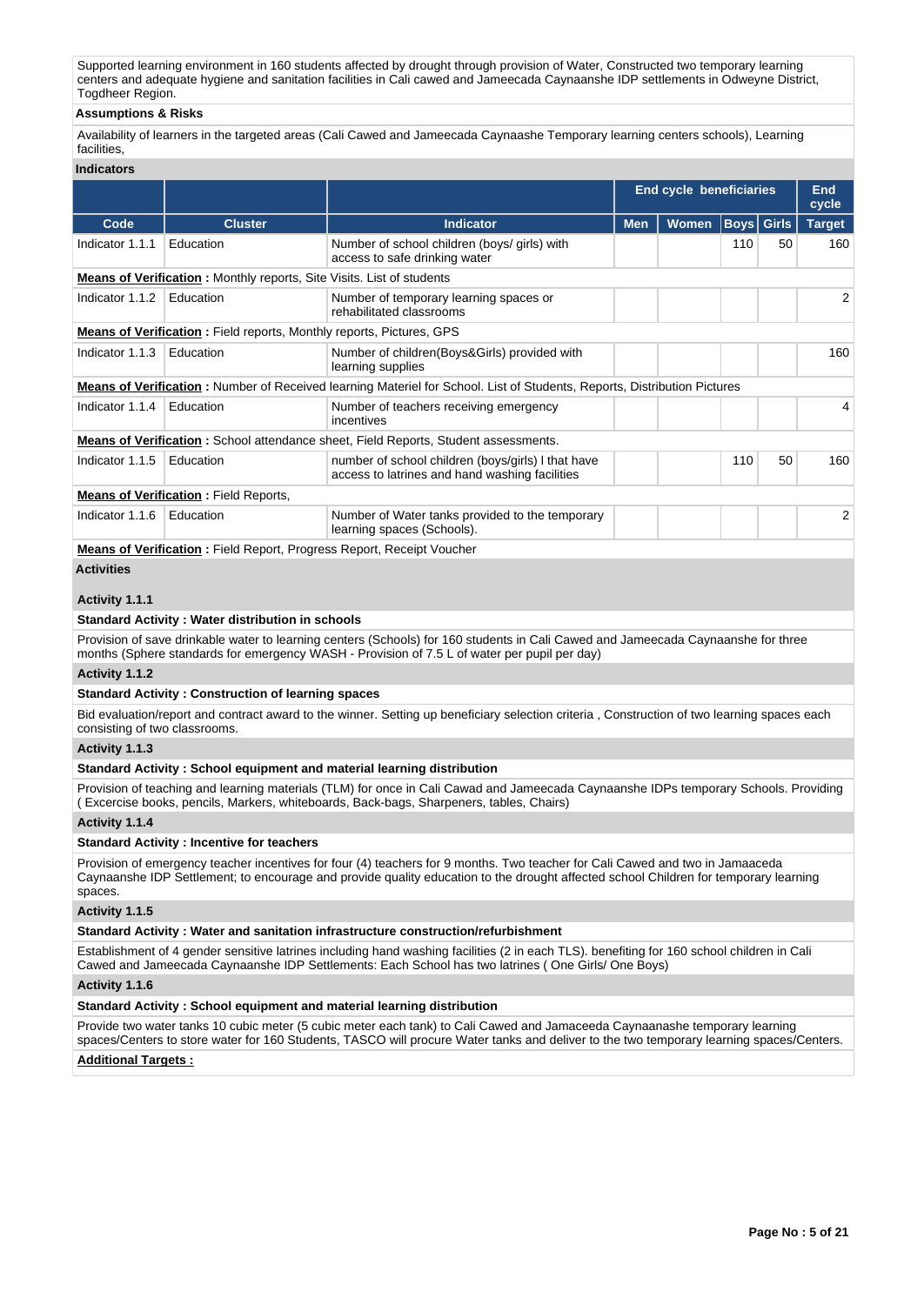Supported learning environment in 160 students affected by drought through provision of Water, Constructed two temporary learning centers and adequate hygiene and sanitation facilities in Cali cawed and Jameecada Caynaanshe IDP settlements in Odweyne District, Togdheer Region.

**Assumptions & Risks**

Availability of learners in the targeted areas (Cali Cawed and Jameecada Caynaashe Temporary learning centers schools), Learning facilities,

**Indicators**

| | | | End cycle beneficiaries | | | | End cycle |
|---|---|---|---|---|---|---|---|
| **Code** | **Cluster** | **Indicator** | **Men** | **Women** | **Boys** | **Girls** | **Target** |
| Indicator 1.1.1 | Education | Number of school children (boys/ girls) with access to safe drinking water | | | 110 | 50 | 160 |
| **Means of Verification :** Monthly reports, Site Visits. List of students | | | | | | | |
| Indicator 1.1.2 | Education | Number of temporary learning spaces or rehabilitated classrooms | | | | | 2 |
| **Means of Verification :** Field reports, Monthly reports, Pictures, GPS | | | | | | | |
| Indicator 1.1.3 | Education | Number of children(Boys&Girls) provided with learning supplies | | | | | 160 |
| **Means of Verification :** Number of Received learning Materiel for School. List of Students, Reports, Distribution Pictures | | | | | | | |
| Indicator 1.1.4 | Education | Number of teachers receiving emergency incentives | | | | | 4 |
| **Means of Verification :** School attendance sheet, Field Reports, Student assessments. | | | | | | | |
| Indicator 1.1.5 | Education | number of school children (boys/girls) I that have access to latrines and hand washing facilities | | | 110 | 50 | 160 |
| **Means of Verification :** Field Reports, | | | | | | | |
| Indicator 1.1.6 | Education | Number of Water tanks provided to the temporary learning spaces (Schools). | | | | | 2 |
| **Means of Verification :** Field Report, Progress Report, Receipt Voucher | | | | | | | |

**Activities**

**Activity 1.1.1**

**Standard Activity : Water distribution in schools**

Provision of save drinkable water to learning centers (Schools) for 160 students in Cali Cawed and Jameecada Caynaanshe for three months (Sphere standards for emergency WASH - Provision of 7.5 L of water per pupil per day)

**Activity 1.1.2**

**Standard Activity : Construction of learning spaces**

Bid evaluation/report and contract award to the winner. Setting up beneficiary selection criteria , Construction of two learning spaces each consisting of two classrooms.

**Activity 1.1.3**

**Standard Activity : School equipment and material learning distribution**

Provision of teaching and learning materials (TLM) for once in Cali Cawad and Jameecada Caynaanshe IDPs temporary Schools. Providing ( Exercise books, pencils, Markers, whiteboards, Back-bags, Sharpeners, tables, Chairs)

**Activity 1.1.4**

**Standard Activity : Incentive for teachers**

Provision of emergency teacher incentives for four (4) teachers for 9 months. Two teacher for Cali Cawed and two in Jamaaceda Caynaanshe IDP Settlement; to encourage and provide quality education to the drought affected school Children for temporary learning spaces.

**Activity 1.1.5**

**Standard Activity : Water and sanitation infrastructure construction/refurbishment**

Establishment of 4 gender sensitive latrines including hand washing facilities (2 in each TLS). benefiting for 160 school children in Cali Cawed and Jameecada Caynaanshe IDP Settlements: Each School has two latrines ( One Girls/ One Boys)

**Activity 1.1.6**

**Standard Activity : School equipment and material learning distribution**

Provide two water tanks 10 cubic meter (5 cubic meter each tank) to Cali Cawed and Jamaceeda Caynaanashe temporary learning spaces/Centers to store water for 160 Students, TASCO will procure Water tanks and deliver to the two temporary learning spaces/Centers.

**Additional Targets :**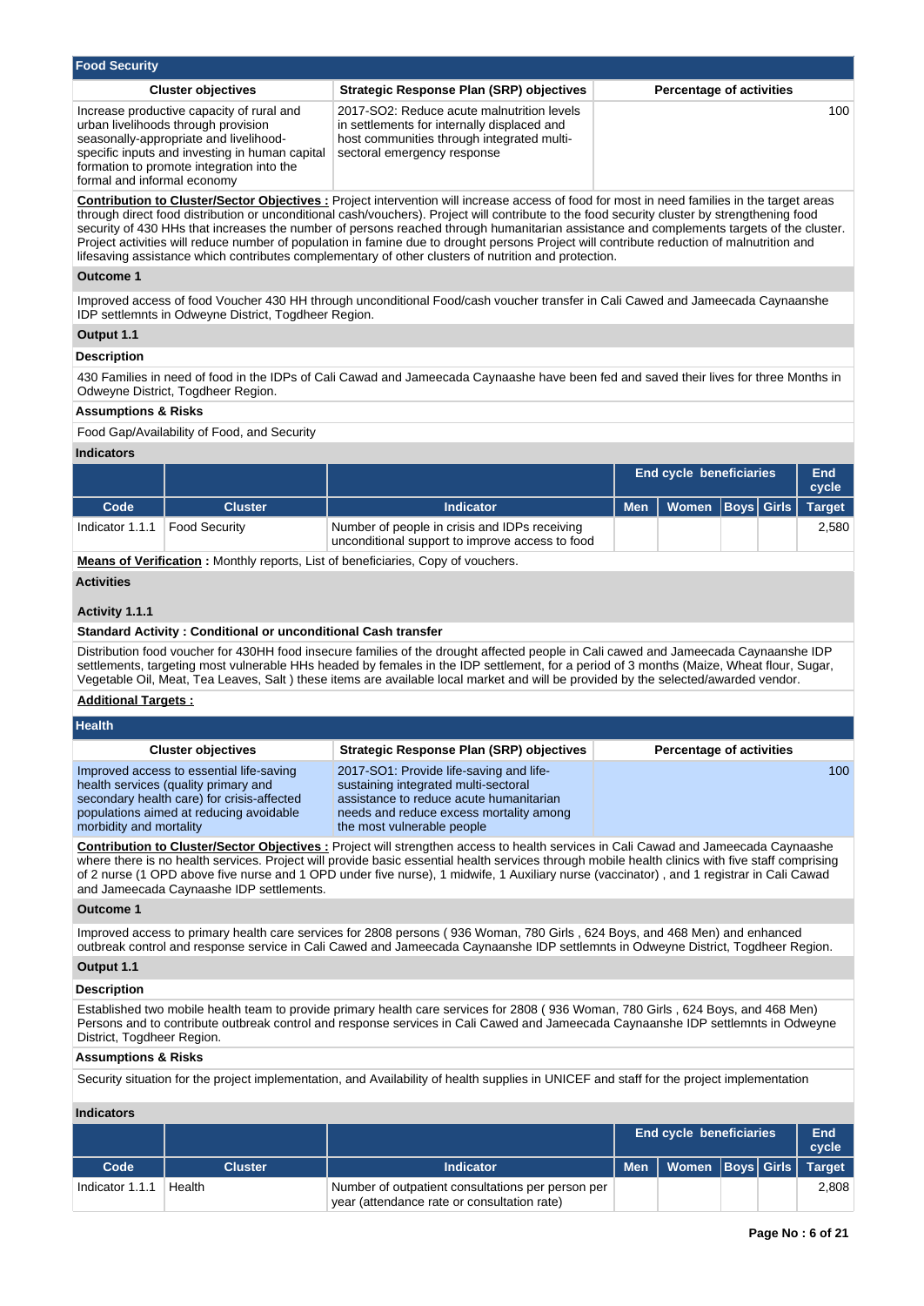## Food Security

| Cluster objectives | Strategic Response Plan (SRP) objectives | Percentage of activities |
|---|---|---|
| Increase productive capacity of rural and urban livelihoods through provision seasonally-appropriate and livelihood-specific inputs and investing in human capital formation to promote integration into the formal and informal economy | 2017-SO2: Reduce acute malnutrition levels in settlements for internally displaced and host communities through integrated multi-sectoral emergency response | 100 |

**Contribution to Cluster/Sector Objectives :** Project intervention will increase access of food for most in need families in the target areas through direct food distribution or unconditional cash/vouchers). Project will contribute to the food security cluster by strengthening food security of 430 HHs that increases the number of persons reached through humanitarian assistance and complements targets of the cluster. Project activities will reduce number of population in famine due to drought persons Project will contribute reduction of malnutrition and lifesaving assistance which contributes complementary of other clusters of nutrition and protection.

**Outcome 1**

Improved access of food Voucher 430 HH through unconditional Food/cash voucher transfer in Cali Cawed and Jameecada Caynaanshe IDP settlemnts in Odweyne District, Togdheer Region.

**Output 1.1**

**Description**

430 Families in need of food in the IDPs of Cali Cawad and Jameecada Caynaashe have been fed and saved their lives for three Months in Odweyne District, Togdheer Region.

**Assumptions & Risks**

Food Gap/Availability of Food, and Security

**Indicators**

| | | | End cycle beneficiaries | | | | End cycle |
|---|---|---|---|---|---|---|---|
| **Code** | **Cluster** | **Indicator** | **Men** | **Women** | **Boys** | **Girls** | **Target** |
| Indicator 1.1.1 | Food Security | Number of people in crisis and IDPs receiving unconditional support to improve access to food | | | | | 2,580 |

**Means of Verification :** Monthly reports, List of beneficiaries, Copy of vouchers.

**Activities**

**Activity 1.1.1**

**Standard Activity : Conditional or unconditional Cash transfer**

Distribution food voucher for 430HH food insecure families of the drought affected people in Cali cawed and Jameecada Caynaanshe IDP settlements, targeting most vulnerable HHs headed by females in the IDP settlement, for a period of 3 months (Maize, Wheat flour, Sugar, Vegetable Oil, Meat, Tea Leaves, Salt ) these items are available local market and will be provided by the selected/awarded vendor.

**Additional Targets :**

## Health

| Cluster objectives | Strategic Response Plan (SRP) objectives | Percentage of activities |
|---|---|---|
| Improved access to essential life-saving health services (quality primary and secondary health care) for crisis-affected populations aimed at reducing avoidable morbidity and mortality | 2017-SO1: Provide life-saving and life-sustaining integrated multi-sectoral assistance to reduce acute humanitarian needs and reduce excess mortality among the most vulnerable people | 100 |

**Contribution to Cluster/Sector Objectives :** Project will strengthen access to health services in Cali Cawad and Jameecada Caynaashe where there is no health services. Project will provide basic essential health services through mobile health clinics with five staff comprising of 2 nurse (1 OPD above five nurse and 1 OPD under five nurse), 1 midwife, 1 Auxiliary nurse (vaccinator) , and 1 registrar in Cali Cawad and Jameecada Caynaashe IDP settlements.

**Outcome 1**

Improved access to primary health care services for 2808 persons ( 936 Woman, 780 Girls , 624 Boys, and 468 Men) and enhanced outbreak control and response service in Cali Cawed and Jameecada Caynaanshe IDP settlemnts in Odweyne District, Togdheer Region.

**Output 1.1**

**Description**

Established two mobile health team to provide primary health care services for 2808 ( 936 Woman, 780 Girls , 624 Boys, and 468 Men) Persons and to contribute outbreak control and response services in Cali Cawed and Jameecada Caynaanshe IDP settlemnts in Odweyne District, Togdheer Region.

**Assumptions & Risks**

Security situation for the project implementation, and Availability of health supplies in UNICEF and staff for the project implementation

**Indicators**

| | | | End cycle beneficiaries | | | | End cycle |
|---|---|---|---|---|---|---|---|
| **Code** | **Cluster** | **Indicator** | **Men** | **Women** | **Boys** | **Girls** | **Target** |
| Indicator 1.1.1 | Health | Number of outpatient consultations per person per year (attendance rate or consultation rate) | | | | | 2,808 |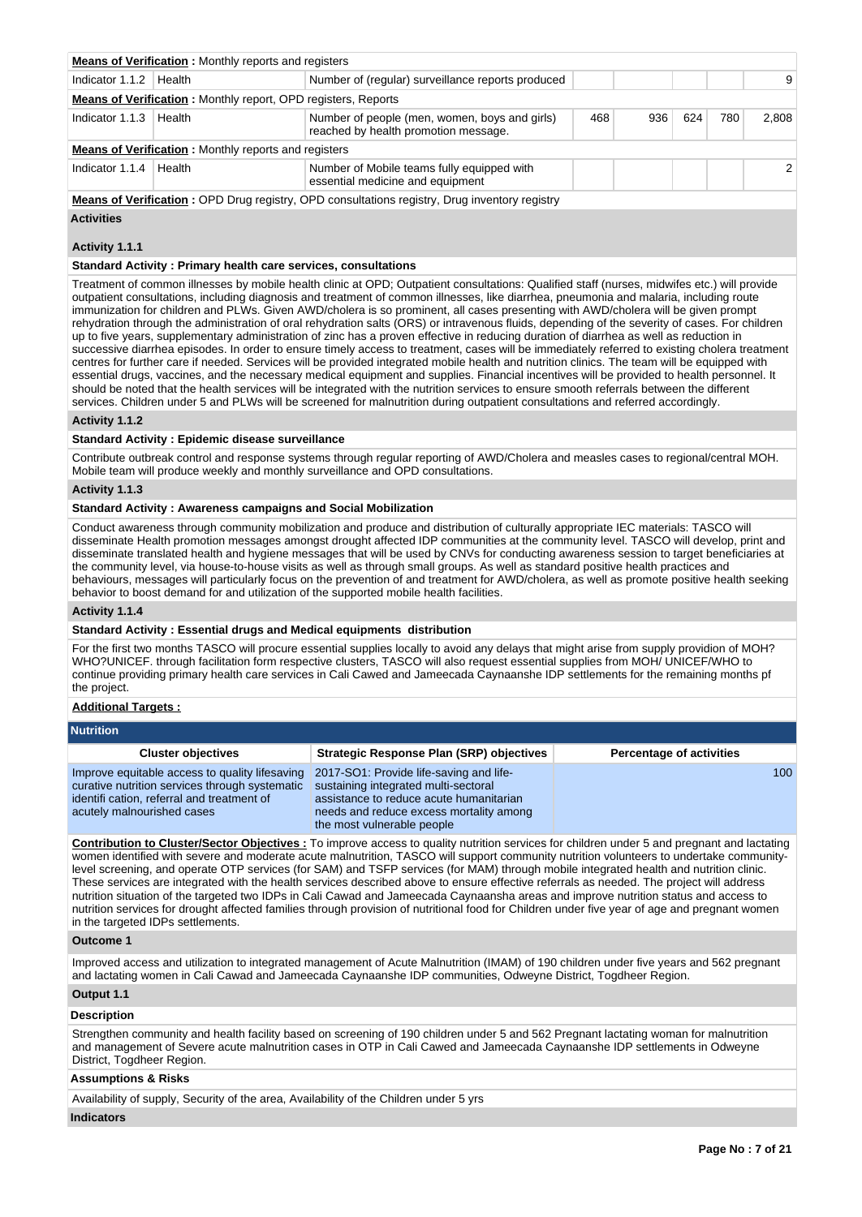| | | | | | | | |
|---|---|---|---|---|---|---|---|
| **Means of Verification :** Monthly reports and registers | | | | | | | |
| Indicator 1.1.2 | Health | Number of (regular) surveillance reports produced | | | | | 9 |
| **Means of Verification :** Monthly report, OPD registers, Reports | | | | | | | |
| Indicator 1.1.3 | Health | Number of people (men, women, boys and girls) reached by health promotion message. | 468 | 936 | 624 | 780 | 2,808 |
| **Means of Verification :** Monthly reports and registers | | | | | | | |
| Indicator 1.1.4 | Health | Number of Mobile teams fully equipped with essential medicine and equipment | | | | | 2 |
| **Means of Verification :** OPD Drug registry, OPD consultations registry, Drug inventory registry | | | | | | | |

**Activities**

**Activity 1.1.1**

**Standard Activity : Primary health care services, consultations**

Treatment of common illnesses by mobile health clinic at OPD; Outpatient consultations: Qualified staff (nurses, midwifes etc.) will provide outpatient consultations, including diagnosis and treatment of common illnesses, like diarrhea, pneumonia and malaria, including route immunization for children and PLWs. Given AWD/cholera is so prominent, all cases presenting with AWD/cholera will be given prompt rehydration through the administration of oral rehydration salts (ORS) or intravenous fluids, depending of the severity of cases. For children up to five years, supplementary administration of zinc has a proven effective in reducing duration of diarrhea as well as reduction in successive diarrhea episodes. In order to ensure timely access to treatment, cases will be immediately referred to existing cholera treatment centres for further care if needed. Services will be provided integrated mobile health and nutrition clinics. The team will be equipped with essential drugs, vaccines, and the necessary medical equipment and supplies. Financial incentives will be provided to health personnel. It should be noted that the health services will be integrated with the nutrition services to ensure smooth referrals between the different services. Children under 5 and PLWs will be screened for malnutrition during outpatient consultations and referred accordingly.

**Activity 1.1.2**

**Standard Activity : Epidemic disease surveillance**

Contribute outbreak control and response systems through regular reporting of AWD/Cholera and measles cases to regional/central MOH. Mobile team will produce weekly and monthly surveillance and OPD consultations.

**Activity 1.1.3**

**Standard Activity : Awareness campaigns and Social Mobilization**

Conduct awareness through community mobilization and produce and distribution of culturally appropriate IEC materials: TASCO will disseminate Health promotion messages amongst drought affected IDP communities at the community level. TASCO will develop, print and disseminate translated health and hygiene messages that will be used by CNVs for conducting awareness session to target beneficiaries at the community level, via house-to-house visits as well as through small groups. As well as standard positive health practices and behaviours, messages will particularly focus on the prevention of and treatment for AWD/cholera, as well as promote positive health seeking behavior to boost demand for and utilization of the supported mobile health facilities.

**Activity 1.1.4**

**Standard Activity : Essential drugs and Medical equipments distribution**

For the first two months TASCO will procure essential supplies locally to avoid any delays that might arise from supply providion of MOH? WHO?UNICEF. through facilitation form respective clusters, TASCO will also request essential supplies from MOH/ UNICEF/WHO to continue providing primary health care services in Cali Cawed and Jameecada Caynaanshe IDP settlements for the remaining months pf the project.

**Additional Targets :**

## Nutrition

| Cluster objectives | Strategic Response Plan (SRP) objectives | Percentage of activities |
|---|---|---|
| Improve equitable access to quality lifesaving curative nutrition services through systematic identifi cation, referral and treatment of acutely malnourished cases | 2017-SO1: Provide life-saving and life-sustaining integrated multi-sectoral assistance to reduce acute humanitarian needs and reduce excess mortality among the most vulnerable people | 100 |

**Contribution to Cluster/Sector Objectives :** To improve access to quality nutrition services for children under 5 and pregnant and lactating women identified with severe and moderate acute malnutrition, TASCO will support community nutrition volunteers to undertake community-level screening, and operate OTP services (for SAM) and TSFP services (for MAM) through mobile integrated health and nutrition clinic. These services are integrated with the health services described above to ensure effective referrals as needed. The project will address nutrition situation of the targeted two IDPs in Cali Cawad and Jameecada Caynaansha areas and improve nutrition status and access to nutrition services for drought affected families through provision of nutritional food for Children under five year of age and pregnant women in the targeted IDPs settlements.

**Outcome 1**

Improved access and utilization to integrated management of Acute Malnutrition (IMAM) of 190 children under five years and 562 pregnant and lactating women in Cali Cawad and Jameecada Caynaanshe IDP communities, Odweyne District, Togdheer Region.

**Output 1.1**

**Description**

Strengthen community and health facility based on screening of 190 children under 5 and 562 Pregnant lactating woman for malnutrition and management of Severe acute malnutrition cases in OTP in Cali Cawed and Jameecada Caynaanshe IDP settlements in Odweyne District, Togdheer Region.

**Assumptions & Risks**

Availability of supply, Security of the area, Availability of the Children under 5 yrs

**Indicators**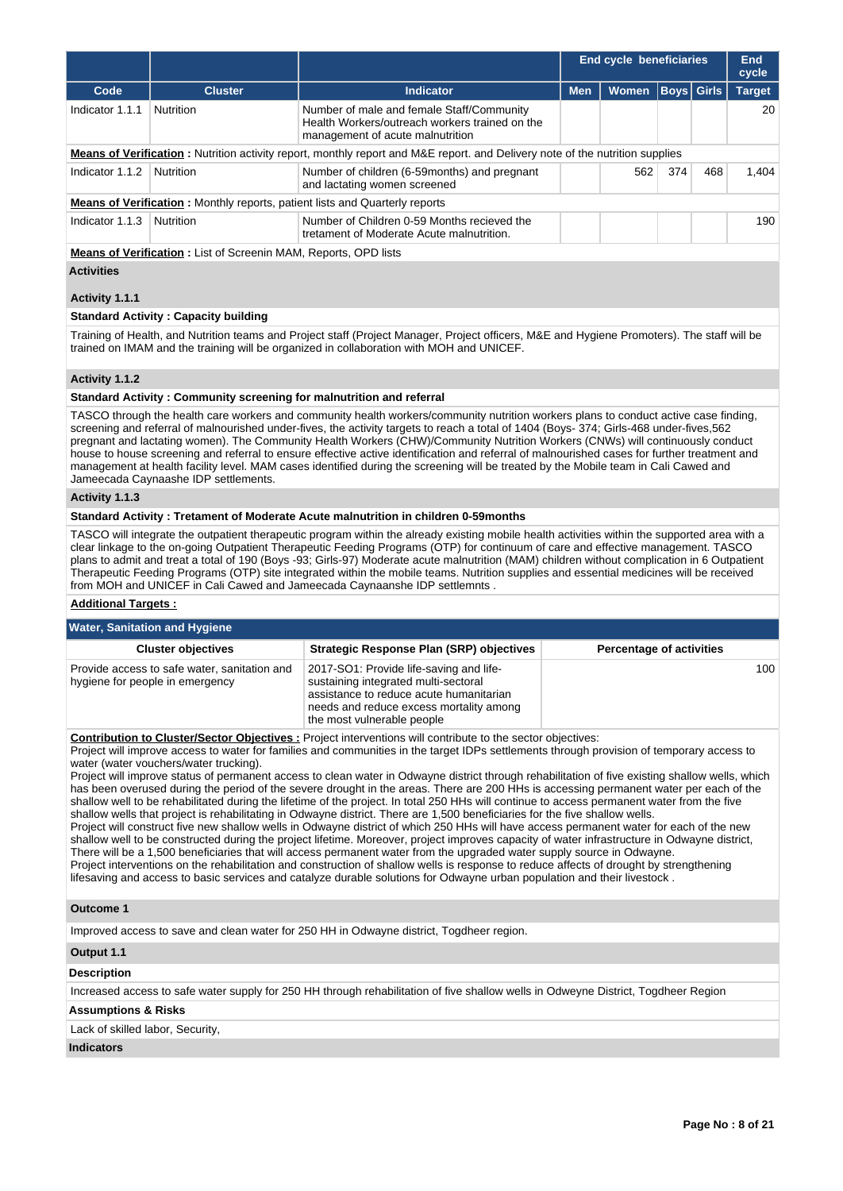| | | | End cycle beneficiaries | | | | End cycle |
|---|---|---|---|---|---|---|---|
| Code | Cluster | Indicator | Men | Women | Boys | Girls | Target |
| Indicator 1.1.1 | Nutrition | Number of male and female Staff/Community Health Workers/outreach workers trained on the management of acute malnutrition | | | | | 20 |

**Means of Verification :** Nutrition activity report, monthly report and M&E report. and Delivery note of the nutrition supplies

| Code | Cluster | Indicator | Men | Women | Boys | Girls | Target |
|---|---|---|---|---|---|---|---|
| Indicator 1.1.2 | Nutrition | Number of children (6-59months) and pregnant and lactating women screened | | 562 | 374 | 468 | 1,404 |

**Means of Verification :** Monthly reports, patient lists and Quarterly reports

| Code | Cluster | Indicator | Men | Women | Boys | Girls | Target |
|---|---|---|---|---|---|---|---|
| Indicator 1.1.3 | Nutrition | Number of Children 0-59 Months recieved the tretament of Moderate Acute malnutrition. | | | | | 190 |

**Means of Verification :** List of Screenin MAM, Reports, OPD lists

**Activities**

**Activity 1.1.1**

**Standard Activity : Capacity building**

Training of Health, and Nutrition teams and Project staff (Project Manager, Project officers, M&E and Hygiene Promoters). The staff will be trained on IMAM and the training will be organized in collaboration with MOH and UNICEF.

**Activity 1.1.2**

**Standard Activity : Community screening for malnutrition and referral**

TASCO through the health care workers and community health workers/community nutrition workers plans to conduct active case finding, screening and referral of malnourished under-fives, the activity targets to reach a total of 1404 (Boys- 374; Girls-468 under-fives,562 pregnant and lactating women). The Community Health Workers (CHW)/Community Nutrition Workers (CNWs) will continuously conduct house to house screening and referral to ensure effective active identification and referral of malnourished cases for further treatment and management at health facility level. MAM cases identified during the screening will be treated by the Mobile team in Cali Cawed and Jameecada Caynaashe IDP settlements.

**Activity 1.1.3**

**Standard Activity : Tretament of Moderate Acute malnutrition in children 0-59months**

TASCO will integrate the outpatient therapeutic program within the already existing mobile health activities within the supported area with a clear linkage to the on-going Outpatient Therapeutic Feeding Programs (OTP) for continuum of care and effective management. TASCO plans to admit and treat a total of 190 (Boys -93; Girls-97) Moderate acute malnutrition (MAM) children without complication in 6 Outpatient Therapeutic Feeding Programs (OTP) site integrated within the mobile teams. Nutrition supplies and essential medicines will be received from MOH and UNICEF in Cali Cawed and Jameecada Caynaanshe IDP settlemnts .

**Additional Targets :**

## Water, Sanitation and Hygiene

| Cluster objectives | Strategic Response Plan (SRP) objectives | Percentage of activities |
|---|---|---|
| Provide access to safe water, sanitation and hygiene for people in emergency | 2017-SO1: Provide life-saving and life-sustaining integrated multi-sectoral assistance to reduce acute humanitarian needs and reduce excess mortality among the most vulnerable people | 100 |

**Contribution to Cluster/Sector Objectives :** Project interventions will contribute to the sector objectives:
Project will improve access to water for families and communities in the target IDPs settlements through provision of temporary access to water (water vouchers/water trucking).
Project will improve status of permanent access to clean water in Odwayne district through rehabilitation of five existing shallow wells, which has been overused during the period of the severe drought in the areas. There are 200 HHs is accessing permanent water per each of the shallow well to be rehabilitated during the lifetime of the project. In total 250 HHs will continue to access permanent water from the five shallow wells that project is rehabilitating in Odwayne district. There are 1,500 beneficiaries for the five shallow wells.
Project will construct five new shallow wells in Odwayne district of which 250 HHs will have access permanent water for each of the new shallow well to be constructed during the project lifetime. Moreover, project improves capacity of water infrastructure in Odwayne district, There will be a 1,500 beneficiaries that will access permanent water from the upgraded water supply source in Odwayne.
Project interventions on the rehabilitation and construction of shallow wells is response to reduce affects of drought by strengthening lifesaving and access to basic services and catalyze durable solutions for Odwayne urban population and their livestock .

**Outcome 1**

Improved access to save and clean water for 250 HH in Odwayne district, Togdheer region.

**Output 1.1**

**Description**

Increased access to safe water supply for 250 HH through rehabilitation of five shallow wells in Odweyne District, Togdheer Region

**Assumptions & Risks**

Lack of skilled labor, Security,

**Indicators**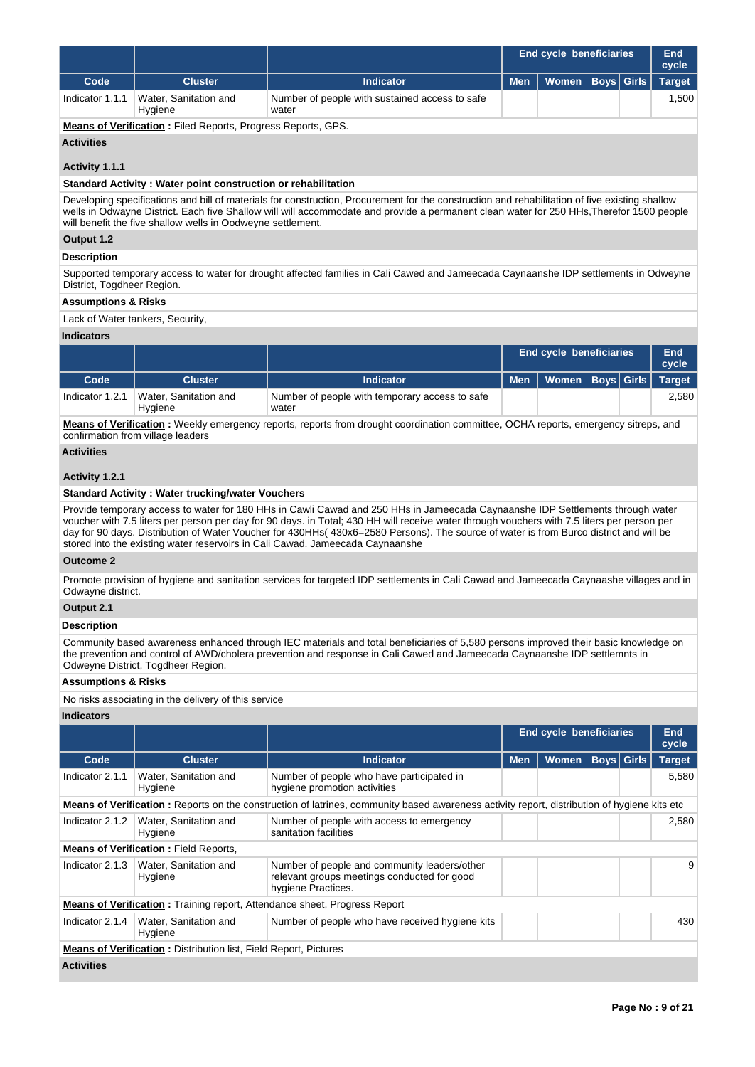| | | | End cycle beneficiaries | | | | End cycle |
|---|---|---|---|---|---|---|---|
| **Code** | **Cluster** | **Indicator** | **Men** | **Women** | **Boys** | **Girls** | **Target** |
| Indicator 1.1.1 | Water, Sanitation and Hygiene | Number of people with sustained access to safe water | | | | | 1,500 |

**Means of Verification :** Filed Reports, Progress Reports, GPS.

**Activities**

**Activity 1.1.1**

**Standard Activity : Water point construction or rehabilitation**

Developing specifications and bill of materials for construction, Procurement for the construction and rehabilitation of five existing shallow wells in Odwayne District. Each five Shallow will will accommodate and provide a permanent clean water for 250 HHs,Therefor 1500 people will benefit the five shallow wells in Oodweyne settlement.

**Output 1.2**

**Description**

Supported temporary access to water for drought affected families in Cali Cawed and Jameecada Caynaanshe IDP settlements in Odweyne District, Togdheer Region.

**Assumptions & Risks**

Lack of Water tankers, Security,

**Indicators**

| | | | End cycle beneficiaries | | | | End cycle |
|---|---|---|---|---|---|---|---|
| **Code** | **Cluster** | **Indicator** | **Men** | **Women** | **Boys** | **Girls** | **Target** |
| Indicator 1.2.1 | Water, Sanitation and Hygiene | Number of people with temporary access to safe water | | | | | 2,580 |

**Means of Verification :** Weekly emergency reports, reports from drought coordination committee, OCHA reports, emergency sitreps, and confirmation from village leaders

**Activities**

**Activity 1.2.1**

**Standard Activity : Water trucking/water Vouchers**

Provide temporary access to water for 180 HHs in Cawli Cawad and 250 HHs in Jameecada Caynaanshe IDP Settlements through water voucher with 7.5 liters per person per day for 90 days. in Total; 430 HH will receive water through vouchers with 7.5 liters per person per day for 90 days. Distribution of Water Voucher for 430HHs( 430x6=2580 Persons). The source of water is from Burco district and will be stored into the existing water reservoirs in Cali Cawad. Jameecada Caynaanshe

**Outcome 2**

Promote provision of hygiene and sanitation services for targeted IDP settlements in Cali Cawad and Jameecada Caynaashe villages and in Odwayne district.

**Output 2.1**

**Description**

Community based awareness enhanced through IEC materials and total beneficiaries of 5,580 persons improved their basic knowledge on the prevention and control of AWD/cholera prevention and response in Cali Cawed and Jameecada Caynaanshe IDP settlemnts in Odweyne District, Togdheer Region.

**Assumptions & Risks**

No risks associating in the delivery of this service

**Indicators**

| | | | End cycle beneficiaries | | | | End cycle |
|---|---|---|---|---|---|---|---|
| **Code** | **Cluster** | **Indicator** | **Men** | **Women** | **Boys** | **Girls** | **Target** |
| Indicator 2.1.1 | Water, Sanitation and Hygiene | Number of people who have participated in hygiene promotion activities | | | | | 5,580 |
| **Means of Verification :** Reports on the construction of latrines, community based awareness activity report, distribution of hygiene kits etc | | | | | | | |
| Indicator 2.1.2 | Water, Sanitation and Hygiene | Number of people with access to emergency sanitation facilities | | | | | 2,580 |
| **Means of Verification :** Field Reports, | | | | | | | |
| Indicator 2.1.3 | Water, Sanitation and Hygiene | Number of people and community leaders/other relevant groups meetings conducted for good hygiene Practices. | | | | | 9 |
| **Means of Verification :** Training report, Attendance sheet, Progress Report | | | | | | | |
| Indicator 2.1.4 | Water, Sanitation and Hygiene | Number of people who have received hygiene kits | | | | | 430 |
| **Means of Verification :** Distribution list, Field Report, Pictures | | | | | | | |

**Activities**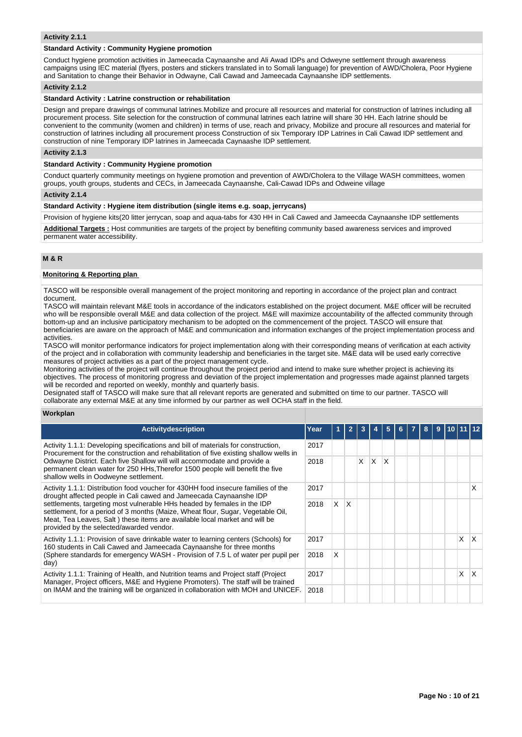**Activity 2.1.1**

**Standard Activity : Community Hygiene promotion**

Conduct hygiene promotion activities in Jameecada Caynaanshe and Ali Awad IDPs and Odweyne settlement through awareness campaigns using IEC material (flyers, posters and stickers translated in to Somali language) for prevention of AWD/Cholera, Poor Hygiene and Sanitation to change their Behavior in Odwayne, Cali Cawad and Jameecada Caynaanshe IDP settlements.

**Activity 2.1.2**

**Standard Activity : Latrine construction or rehabilitation**

Design and prepare drawings of communal latrines.Mobilize and procure all resources and material for construction of latrines including all procurement process. Site selection for the construction of communal latrines each latrine will share 30 HH. Each latrine should be convenient to the community (women and children) in terms of use, reach and privacy, Mobilize and procure all resources and material for construction of latrines including all procurement process Construction of six Temporary IDP Latrines in Cali Cawad IDP settlement and construction of nine Temporary IDP latrines in Jameecada Caynaashe IDP settlement.

**Activity 2.1.3**

**Standard Activity : Community Hygiene promotion**

Conduct quarterly community meetings on hygiene promotion and prevention of AWD/Cholera to the Village WASH committees, women groups, youth groups, students and CECs, in Jameecada Caynaanshe, Cali-Cawad IDPs and Odweine village

**Activity 2.1.4**

**Standard Activity : Hygiene item distribution (single items e.g. soap, jerrycans)**

Provision of hygiene kits(20 litter jerrycan, soap and aqua-tabs for 430 HH in Cali Cawed and Jameecda Caynaanshe IDP settlements

**Additional Targets :** Host communities are targets of the project by benefiting community based awareness services and improved permanent water accessibility.

## M & R

**Monitoring & Reporting plan**

TASCO will be responsible overall management of the project monitoring and reporting in accordance of the project plan and contract document.
TASCO will maintain relevant M&E tools in accordance of the indicators established on the project document. M&E officer will be recruited who will be responsible overall M&E and data collection of the project. M&E will maximize accountability of the affected community through bottom-up and an inclusive participatory mechanism to be adopted on the commencement of the project. TASCO will ensure that beneficiaries are aware on the approach of M&E and communication and information exchanges of the project implementation process and activities.
TASCO will monitor performance indicators for project implementation along with their corresponding means of verification at each activity of the project and in collaboration with community leadership and beneficiaries in the target site. M&E data will be used early corrective measures of project activities as a part of the project management cycle.
Monitoring activities of the project will continue throughout the project period and intend to make sure whether project is achieving its objectives. The process of monitoring progress and deviation of the project implementation and progresses made against planned targets will be recorded and reported on weekly, monthly and quarterly basis.
Designated staff of TASCO will make sure that all relevant reports are generated and submitted on time to our partner. TASCO will collaborate any external M&E at any time informed by our partner as well OCHA staff in the field.

**Workplan**

| Activitydescription | Year | 1 | 2 | 3 | 4 | 5 | 6 | 7 | 8 | 9 | 10 | 11 | 12 |
|---|---|---|---|---|---|---|---|---|---|---|---|---|---|
| Activity 1.1.1: Developing specifications and bill of materials for construction, Procurement for the construction and rehabilitation of five existing shallow wells in Odwayne District. Each five Shallow will will accommodate and provide a permanent clean water for 250 HHs,Therefor 1500 people will benefit the five shallow wells in Oodweyne settlement. | 2017 | | | | | | | | | | | | |
| | 2018 | | | X | X | X | | | | | | | |
| Activity 1.1.1: Distribution food voucher for 430HH food insecure families of the drought affected people in Cali cawed and Jameecada Caynaanshe IDP settlements, targeting most vulnerable HHs headed by females in the IDP settlement, for a period of 3 months (Maize, Wheat flour, Sugar, Vegetable Oil, Meat, Tea Leaves, Salt ) these items are available local market and will be provided by the selected/awarded vendor. | 2017 | | | | | | | | | | | | X |
| | 2018 | X | X | | | | | | | | | | |
| Activity 1.1.1: Provision of save drinkable water to learning centers (Schools) for 160 students in Cali Cawed and Jameecada Caynaanshe for three months (Sphere standards for emergency WASH - Provision of 7.5 L of water per pupil per day) | 2017 | | | | | | | | | | | X | X |
| | 2018 | X | | | | | | | | | | | |
| Activity 1.1.1: Training of Health, and Nutrition teams and Project staff (Project Manager, Project officers, M&E and Hygiene Promoters). The staff will be trained on IMAM and the training will be organized in collaboration with MOH and UNICEF. | 2017 | | | | | | | | | | | X | X |
| | 2018 | | | | | | | | | | | | |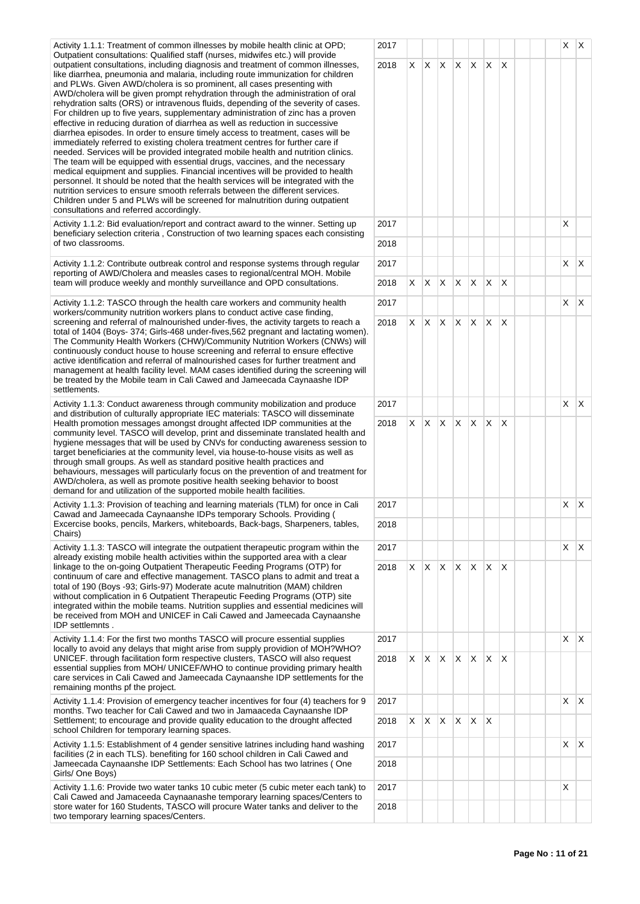| Activity | Year | 1 | 2 | 3 | 4 | 5 | 6 | 7 | 8 | 9 | 10 | 11 | 12 |
|---|---|---|---|---|---|---|---|---|---|---|---|---|---|
| Activity 1.1.1: Treatment of common illnesses by mobile health clinic at OPD; Outpatient consultations: Qualified staff (nurses, midwifes etc.) will provide outpatient consultations, including diagnosis and treatment of common illnesses, like diarrhea, pneumonia and malaria, including route immunization for children and PLWs. Given AWD/cholera is so prominent, all cases presenting with AWD/cholera will be given prompt rehydration through the administration of oral rehydration salts (ORS) or intravenous fluids, depending of the severity of cases. For children up to five years, supplementary administration of zinc has a proven effective in reducing duration of diarrhea as well as reduction in successive diarrhea episodes. In order to ensure timely access to treatment, cases will be immediately referred to existing cholera treatment centres for further care if needed. Services will be provided integrated mobile health and nutrition clinics. The team will be equipped with essential drugs, vaccines, and the necessary medical equipment and supplies. Financial incentives will be provided to health personnel. It should be noted that the health services will be integrated with the nutrition services to ensure smooth referrals between the different services. Children under 5 and PLWs will be screened for malnutrition during outpatient consultations and referred accordingly. | 2017 | | | | | | | | | | | X | X |
| | 2018 | X | X | X | X | X | X | X | | | | | |
| Activity 1.1.2: Bid evaluation/report and contract award to the winner. Setting up beneficiary selection criteria , Construction of two learning spaces each consisting of two classrooms. | 2017 | | | | | | | | | | | X | |
| | 2018 | | | | | | | | | | | | |
| Activity 1.1.2: Contribute outbreak control and response systems through regular reporting of AWD/Cholera and measles cases to regional/central MOH. Mobile team will produce weekly and monthly surveillance and OPD consultations. | 2017 | | | | | | | | | | | X | X |
| | 2018 | X | X | X | X | X | X | X | | | | | |
| Activity 1.1.2: TASCO through the health care workers and community health workers/community nutrition workers plans to conduct active case finding, screening and referral of malnourished under-fives, the activity targets to reach a total of 1404 (Boys- 374; Girls-468 under-fives,562 pregnant and lactating women). The Community Health Workers (CHW)/Community Nutrition Workers (CNWs) will continuously conduct house to house screening and referral to ensure effective active identification and referral of malnourished cases for further treatment and management at health facility level. MAM cases identified during the screening will be treated by the Mobile team in Cali Cawed and Jameecada Caynaashe IDP settlements. | 2017 | | | | | | | | | | | X | X |
| | 2018 | X | X | X | X | X | X | X | | | | | |
| Activity 1.1.3: Conduct awareness through community mobilization and produce and distribution of culturally appropriate IEC materials: TASCO will disseminate Health promotion messages amongst drought affected IDP communities at the community level. TASCO will develop, print and disseminate translated health and hygiene messages that will be used by CNVs for conducting awareness session to target beneficiaries at the community level, via house-to-house visits as well as through small groups. As well as standard positive health practices and behaviours, messages will particularly focus on the prevention of and treatment for AWD/cholera, as well as promote positive health seeking behavior to boost demand for and utilization of the supported mobile health facilities. | 2017 | | | | | | | | | | | X | X |
| | 2018 | X | X | X | X | X | X | X | | | | | |
| Activity 1.1.3: Provision of teaching and learning materials (TLM) for once in Cali Cawad and Jameecada Caynaanshe IDPs temporary Schools. Providing ( Excercise books, pencils, Markers, whiteboards, Back-bags, Sharpeners, tables, Chairs) | 2017 | | | | | | | | | | | X | X |
| | 2018 | | | | | | | | | | | | |
| Activity 1.1.3: TASCO will integrate the outpatient therapeutic program within the already existing mobile health activities within the supported area with a clear linkage to the on-going Outpatient Therapeutic Feeding Programs (OTP) for continuum of care and effective management. TASCO plans to admit and treat a total of 190 (Boys -93; Girls-97) Moderate acute malnutrition (MAM) children without complication in 6 Outpatient Therapeutic Feeding Programs (OTP) site integrated within the mobile teams. Nutrition supplies and essential medicines will be received from MOH and UNICEF in Cali Cawed and Jameecada Caynaanshe IDP settlemnts . | 2017 | | | | | | | | | | | X | X |
| | 2018 | X | X | X | X | X | X | X | | | | | |
| Activity 1.1.4: For the first two months TASCO will procure essential supplies locally to avoid any delays that might arise from supply provision of MOH?WHO? UNICEF. through facilitation form respective clusters, TASCO will also request essential supplies from MOH/ UNICEF/WHO to continue providing primary health care services in Cali Cawed and Jameecada Caynaanshe IDP settlements for the remaining months pf the project. | 2017 | | | | | | | | | | | X | X |
| | 2018 | X | X | X | X | X | X | X | | | | | |
| Activity 1.1.4: Provision of emergency teacher incentives for four (4) teachers for 9 months. Two teacher for Cali Cawed and two in Jamaaceda Caynaanshe IDP Settlement; to encourage and provide quality education to the drought affected school Children for temporary learning spaces. | 2017 | | | | | | | | | | | X | X |
| | 2018 | X | X | X | X | X | X | | | | | | |
| Activity 1.1.5: Establishment of 4 gender sensitive latrines including hand washing facilities (2 in each TLS). benefiting for 160 school children in Cali Cawed and Jameecada Caynaanshe IDP Settlements: Each School has two latrines ( One Girls/ One Boys) | 2017 | | | | | | | | | | | X | X |
| | 2018 | | | | | | | | | | | | |
| Activity 1.1.6: Provide two water tanks 10 cubic meter (5 cubic meter each tank) to Cali Cawed and Jamaceeda Caynaanashe temporary learning spaces/Centers to store water for 160 Students, TASCO will procure Water tanks and deliver to the two temporary learning spaces/Centers. | 2017 | | | | | | | | | | | X | |
| | 2018 | | | | | | | | | | | | |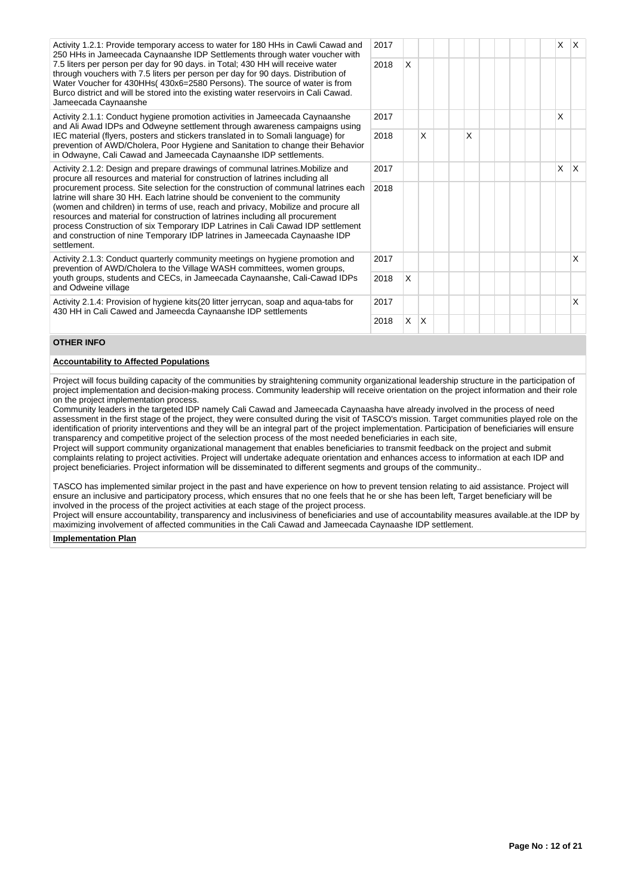| | | | | | | | | | | | | | |
|---|---|---|---|---|---|---|---|---|---|---|---|---|---|
| Activity 1.2.1: Provide temporary access to water for 180 HHs in Cawli Cawad and 250 HHs in Jameecada Caynaanshe IDP Settlements through water voucher with 7.5 liters per person per day for 90 days. in Total; 430 HH will receive water through vouchers with 7.5 liters per person per day for 90 days. Distribution of Water Voucher for 430HHs( 430x6=2580 Persons). The source of water is from Burco district and will be stored into the existing water reservoirs in Cali Cawad. Jameecada Caynaanshe | 2017 | | | | | | | | | | | X | X |
| | 2018 | X | | | | | | | | | | | |
| Activity 2.1.1: Conduct hygiene promotion activities in Jameecada Caynaanshe and Ali Awad IDPs and Odweyne settlement through awareness campaigns using IEC material (flyers, posters and stickers translated in to Somali language) for prevention of AWD/Cholera, Poor Hygiene and Sanitation to change their Behavior in Odwayne, Cali Cawad and Jameecada Caynaanshe IDP settlements. | 2017 | | | | | | | | | | | X | |
| | 2018 | | X | | | X | | | | | | | |
| Activity 2.1.2: Design and prepare drawings of communal latrines.Mobilize and procure all resources and material for construction of latrines including all procurement process. Site selection for the construction of communal latrines each latrine will share 30 HH. Each latrine should be convenient to the community (women and children) in terms of use, reach and privacy, Mobilize and procure all resources and material for construction of latrines including all procurement process Construction of six Temporary IDP Latrines in Cali Cawad IDP settlement and construction of nine Temporary IDP latrines in Jameecada Caynaashe IDP settlement. | 2017 | | | | | | | | | | | X | X |
| | 2018 | | | | | | | | | | | | |
| Activity 2.1.3: Conduct quarterly community meetings on hygiene promotion and prevention of AWD/Cholera to the Village WASH committees, women groups, youth groups, students and CECs, in Jameecada Caynaanshe, Cali-Cawad IDPs and Odweine village | 2017 | | | | | | | | | | | | X |
| | 2018 | X | | | | | | | | | | | |
| Activity 2.1.4: Provision of hygiene kits(20 litter jerrycan, soap and aqua-tabs for 430 HH in Cali Cawed and Jameecda Caynaanshe IDP settlements | 2017 | | | | | | | | | | | | X |
| | 2018 | X | X | | | | | | | | | | |

**OTHER INFO**

**Accountability to Affected Populations**

Project will focus building capacity of the communities by straightening community organizational leadership structure in the participation of project implementation and decision-making process. Community leadership will receive orientation on the project information and their role on the project implementation process.
Community leaders in the targeted IDP namely Cali Cawad and Jameecada Caynaasha have already involved in the process of need assessment in the first stage of the project, they were consulted during the visit of TASCO's mission. Target communities played role on the identification of priority interventions and they will be an integral part of the project implementation. Participation of beneficiaries will ensure transparency and competitive project of the selection process of the most needed beneficiaries in each site,
Project will support community organizational management that enables beneficiaries to transmit feedback on the project and submit complaints relating to project activities. Project will undertake adequate orientation and enhances access to information at each IDP and project beneficiaries. Project information will be disseminated to different segments and groups of the community..

TASCO has implemented similar project in the past and have experience on how to prevent tension relating to aid assistance. Project will ensure an inclusive and participatory process, which ensures that no one feels that he or she has been left, Target beneficiary will be involved in the process of the project activities at each stage of the project process.
Project will ensure accountability, transparency and inclusiviness of beneficiaries and use of accountability measures available.at the IDP by maximizing involvement of affected communities in the Cali Cawad and Jameecada Caynaashe IDP settlement.

**Implementation Plan**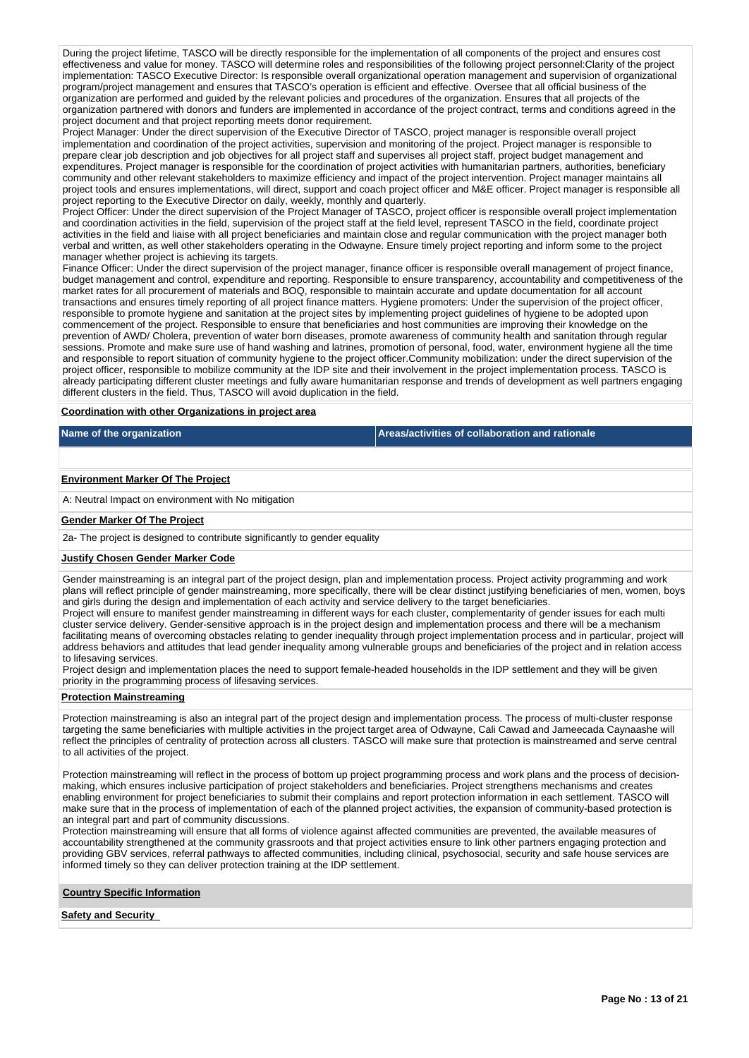During the project lifetime, TASCO will be directly responsible for the implementation of all components of the project and ensures cost effectiveness and value for money. TASCO will determine roles and responsibilities of the following project personnel:Clarity of the project implementation: TASCO Executive Director: Is responsible overall organizational operation management and supervision of organizational program/project management and ensures that TASCO's operation is efficient and effective. Oversee that all official business of the organization are performed and guided by the relevant policies and procedures of the organization. Ensures that all projects of the organization partnered with donors and funders are implemented in accordance of the project contract, terms and conditions agreed in the project document and that project reporting meets donor requirement.
Project Manager: Under the direct supervision of the Executive Director of TASCO, project manager is responsible overall project implementation and coordination of the project activities, supervision and monitoring of the project. Project manager is responsible to prepare clear job description and job objectives for all project staff and supervises all project staff, project budget management and expenditures. Project manager is responsible for the coordination of project activities with humanitarian partners, authorities, beneficiary community and other relevant stakeholders to maximize efficiency and impact of the project intervention. Project manager maintains all project tools and ensures implementations, will direct, support and coach project officer and M&E officer. Project manager is responsible all project reporting to the Executive Director on daily, weekly, monthly and quarterly.
Project Officer: Under the direct supervision of the Project Manager of TASCO, project officer is responsible overall project implementation and coordination activities in the field, supervision of the project staff at the field level, represent TASCO in the field, coordinate project activities in the field and liaise with all project beneficiaries and maintain close and regular communication with the project manager both verbal and written, as well other stakeholders operating in the Odwayne. Ensure timely project reporting and inform some to the project manager whether project is achieving its targets.
Finance Officer: Under the direct supervision of the project manager, finance officer is responsible overall management of project finance, budget management and control, expenditure and reporting. Responsible to ensure transparency, accountability and competitiveness of the market rates for all procurement of materials and BOQ, responsible to maintain accurate and update documentation for all account transactions and ensures timely reporting of all project finance matters. Hygiene promoters: Under the supervision of the project officer, responsible to promote hygiene and sanitation at the project sites by implementing project guidelines of hygiene to be adopted upon commencement of the project. Responsible to ensure that beneficiaries and host communities are improving their knowledge on the prevention of AWD/ Cholera, prevention of water born diseases, promote awareness of community health and sanitation through regular sessions. Promote and make sure use of hand washing and latrines, promotion of personal, food, water, environment hygiene all the time and responsible to report situation of community hygiene to the project officer.Community mobilization: under the direct supervision of the project officer, responsible to mobilize community at the IDP site and their involvement in the project implementation process. TASCO is already participating different cluster meetings and fully aware humanitarian response and trends of development as well partners engaging different clusters in the field. Thus, TASCO will avoid duplication in the field.

**Coordination with other Organizations in project area**

| Name of the organization | Areas/activities of collaboration and rationale |
|---|---|
| | |

**Environment Marker Of The Project**

A: Neutral Impact on environment with No mitigation

**Gender Marker Of The Project**

2a- The project is designed to contribute significantly to gender equality

**Justify Chosen Gender Marker Code**

Gender mainstreaming is an integral part of the project design, plan and implementation process. Project activity programming and work plans will reflect principle of gender mainstreaming, more specifically, there will be clear distinct justifying beneficiaries of men, women, boys and girls during the design and implementation of each activity and service delivery to the target beneficiaries.
Project will ensure to manifest gender mainstreaming in different ways for each cluster, complementarity of gender issues for each multi cluster service delivery. Gender-sensitive approach is in the project design and implementation process and there will be a mechanism facilitating means of overcoming obstacles relating to gender inequality through project implementation process and in particular, project will address behaviors and attitudes that lead gender inequality among vulnerable groups and beneficiaries of the project and in relation access to lifesaving services.
Project design and implementation places the need to support female-headed households in the IDP settlement and they will be given priority in the programming process of lifesaving services.

**Protection Mainstreaming**

Protection mainstreaming is also an integral part of the project design and implementation process. The process of multi-cluster response targeting the same beneficiaries with multiple activities in the project target area of Odwayne, Cali Cawad and Jameecada Caynaashe will reflect the principles of centrality of protection across all clusters. TASCO will make sure that protection is mainstreamed and serve central to all activities of the project.

Protection mainstreaming will reflect in the process of bottom up project programming process and work plans and the process of decision-making, which ensures inclusive participation of project stakeholders and beneficiaries. Project strengthens mechanisms and creates enabling environment for project beneficiaries to submit their complains and report protection information in each settlement. TASCO will make sure that in the process of implementation of each of the planned project activities, the expansion of community-based protection is an integral part and part of community discussions.
Protection mainstreaming will ensure that all forms of violence against affected communities are prevented, the available measures of accountability strengthened at the community grassroots and that project activities ensure to link other partners engaging protection and providing GBV services, referral pathways to affected communities, including clinical, psychosocial, security and safe house services are informed timely so they can deliver protection training at the IDP settlement.

**Country Specific Information**

**Safety and Security**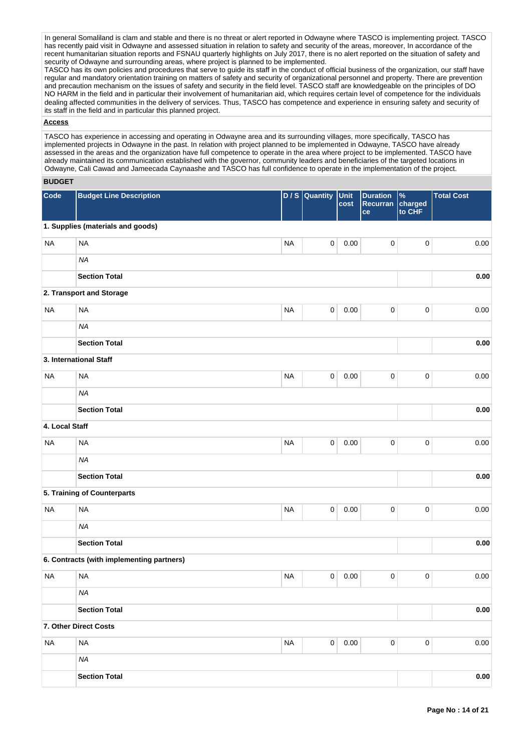In general Somaliland is clam and stable and there is no threat or alert reported in Odwayne where TASCO is implementing project. TASCO has recently paid visit in Odwayne and assessed situation in relation to safety and security of the areas, moreover, In accordance of the recent humanitarian situation reports and FSNAU quarterly highlights on July 2017, there is no alert reported on the situation of safety and security of Odwayne and surrounding areas, where project is planned to be implemented.
TASCO has its own policies and procedures that serve to guide its staff in the conduct of official business of the organization, our staff have regular and mandatory orientation training on matters of safety and security of organizational personnel and property. There are prevention and precaution mechanism on the issues of safety and security in the field level. TASCO staff are knowledgeable on the principles of DO NO HARM in the field and in particular their involvement of humanitarian aid, which requires certain level of competence for the individuals dealing affected communities in the delivery of services. Thus, TASCO has competence and experience in ensuring safety and security of its staff in the field and in particular this planned project.

**Access**

TASCO has experience in accessing and operating in Odwayne area and its surrounding villages, more specifically, TASCO has implemented projects in Odwayne in the past. In relation with project planned to be implemented in Odwayne, TASCO have already assessed in the areas and the organization have full competence to operate in the area where project to be implemented. TASCO have already maintained its communication established with the governor, community leaders and beneficiaries of the targeted locations in Odwayne, Cali Cawad and Jameecada Caynaashe and TASCO has full confidence to operate in the implementation of the project.

## BUDGET

| Code | Budget Line Description | D / S | Quantity | Unit cost | Duration Recurrance | % charged to CHF | Total Cost |
|---|---|---|---|---|---|---|---|
| **1. Supplies (materials and goods)** | | | | | | | |
| NA | NA | NA | 0 | 0.00 | 0 | 0 | 0.00 |
| | *NA* | | | | | | |
| | **Section Total** | | | | | | **0.00** |
| **2. Transport and Storage** | | | | | | | |
| NA | NA | NA | 0 | 0.00 | 0 | 0 | 0.00 |
| | *NA* | | | | | | |
| | **Section Total** | | | | | | **0.00** |
| **3. International Staff** | | | | | | | |
| NA | NA | NA | 0 | 0.00 | 0 | 0 | 0.00 |
| | *NA* | | | | | | |
| | **Section Total** | | | | | | **0.00** |
| **4. Local Staff** | | | | | | | |
| NA | NA | NA | 0 | 0.00 | 0 | 0 | 0.00 |
| | *NA* | | | | | | |
| | **Section Total** | | | | | | **0.00** |
| **5. Training of Counterparts** | | | | | | | |
| NA | NA | NA | 0 | 0.00 | 0 | 0 | 0.00 |
| | *NA* | | | | | | |
| | **Section Total** | | | | | | **0.00** |
| **6. Contracts (with implementing partners)** | | | | | | | |
| NA | NA | NA | 0 | 0.00 | 0 | 0 | 0.00 |
| | *NA* | | | | | | |
| | **Section Total** | | | | | | **0.00** |
| **7. Other Direct Costs** | | | | | | | |
| NA | NA | NA | 0 | 0.00 | 0 | 0 | 0.00 |
| | *NA* | | | | | | |
| | **Section Total** | | | | | | **0.00** |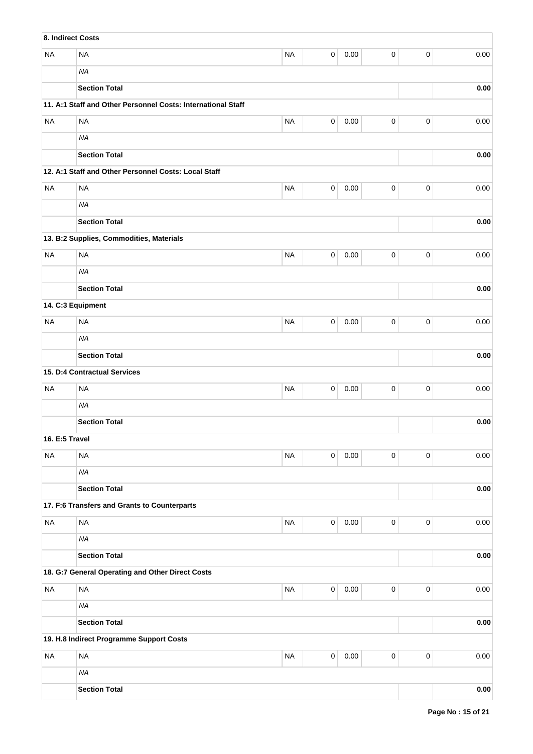| 8. Indirect Costs | | | | | | | |
|---|---|---|---|---|---|---|---|
| NA | NA | NA | 0 | 0.00 | 0 | 0 | 0.00 |
| | *NA* | | | | | | |
| | **Section Total** | | | | | | **0.00** |
| **11. A:1 Staff and Other Personnel Costs: International Staff** | | | | | | | |
| NA | NA | NA | 0 | 0.00 | 0 | 0 | 0.00 |
| | *NA* | | | | | | |
| | **Section Total** | | | | | | **0.00** |
| **12. A:1 Staff and Other Personnel Costs: Local Staff** | | | | | | | |
| NA | NA | NA | 0 | 0.00 | 0 | 0 | 0.00 |
| | *NA* | | | | | | |
| | **Section Total** | | | | | | **0.00** |
| **13. B:2 Supplies, Commodities, Materials** | | | | | | | |
| NA | NA | NA | 0 | 0.00 | 0 | 0 | 0.00 |
| | *NA* | | | | | | |
| | **Section Total** | | | | | | **0.00** |
| **14. C:3 Equipment** | | | | | | | |
| NA | NA | NA | 0 | 0.00 | 0 | 0 | 0.00 |
| | *NA* | | | | | | |
| | **Section Total** | | | | | | **0.00** |
| **15. D:4 Contractual Services** | | | | | | | |
| NA | NA | NA | 0 | 0.00 | 0 | 0 | 0.00 |
| | *NA* | | | | | | |
| | **Section Total** | | | | | | **0.00** |
| **16. E:5 Travel** | | | | | | | |
| NA | NA | NA | 0 | 0.00 | 0 | 0 | 0.00 |
| | *NA* | | | | | | |
| | **Section Total** | | | | | | **0.00** |
| **17. F:6 Transfers and Grants to Counterparts** | | | | | | | |
| NA | NA | NA | 0 | 0.00 | 0 | 0 | 0.00 |
| | *NA* | | | | | | |
| | **Section Total** | | | | | | **0.00** |
| **18. G:7 General Operating and Other Direct Costs** | | | | | | | |
| NA | NA | NA | 0 | 0.00 | 0 | 0 | 0.00 |
| | *NA* | | | | | | |
| | **Section Total** | | | | | | **0.00** |
| **19. H.8 Indirect Programme Support Costs** | | | | | | | |
| NA | NA | NA | 0 | 0.00 | 0 | 0 | 0.00 |
| | *NA* | | | | | | |
| | **Section Total** | | | | | | **0.00** |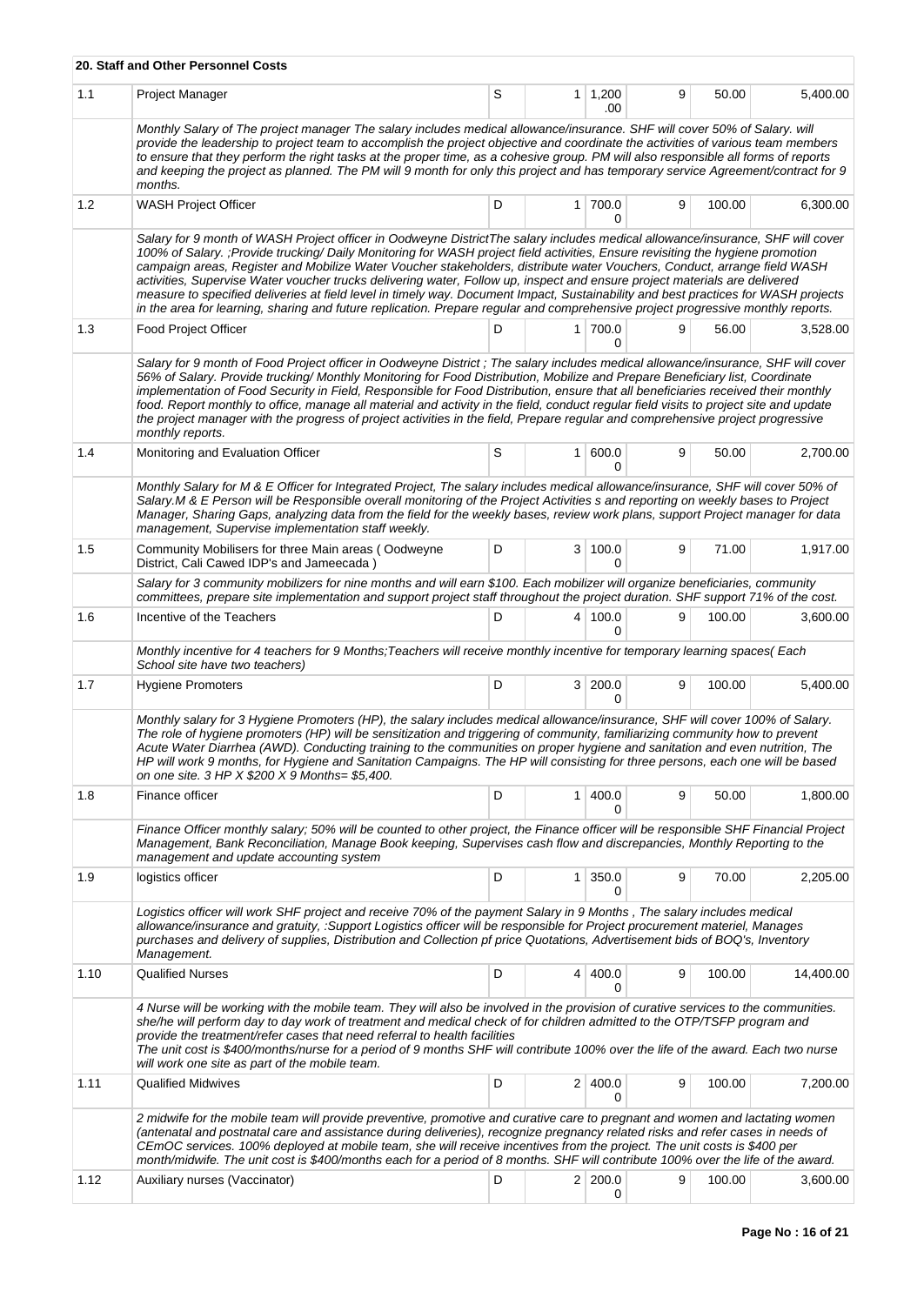**20. Staff and Other Personnel Costs**

| | | | | | | | |
|---|---|---|---|---|---|---|---|
| 1.1 | Project Manager | S | 1 | 1,200.00 | 9 | 50.00 | 5,400.00 |
| | *Monthly Salary of The project manager The salary includes medical allowance/insurance. SHF will cover 50% of Salary. will provide the leadership to project team to accomplish the project objective and coordinate the activities of various team members to ensure that they perform the right tasks at the proper time, as a cohesive group. PM will also responsible all forms of reports and keeping the project as planned. The PM will 9 month for only this project and has temporary service Agreement/contract for 9 months.* | | | | | | |
| 1.2 | WASH Project Officer | D | 1 | 700.00 | 9 | 100.00 | 6,300.00 |
| | *Salary for 9 month of WASH Project officer in Oodweyne DistrictThe salary includes medical allowance/insurance, SHF will cover 100% of Salary. ;Provide trucking/ Daily Monitoring for WASH project field activities, Ensure revisiting the hygiene promotion campaign areas, Register and Mobilize Water Voucher stakeholders, distribute water Vouchers, Conduct, arrange field WASH activities, Supervise Water voucher trucks delivering water, Follow up, inspect and ensure project materials are delivered measure to specified deliveries at field level in timely way. Document Impact, Sustainability and best practices for WASH projects in the area for learning, sharing and future replication. Prepare regular and comprehensive project progressive monthly reports.* | | | | | | |
| 1.3 | Food Project Officer | D | 1 | 700.00 | 9 | 56.00 | 3,528.00 |
| | *Salary for 9 month of Food Project officer in Oodweyne District ; The salary includes medical allowance/insurance, SHF will cover 56% of Salary. Provide trucking/ Monthly Monitoring for Food Distribution, Mobilize and Prepare Beneficiary list, Coordinate implementation of Food Security in Field, Responsible for Food Distribution, ensure that all beneficiaries received their monthly food. Report monthly to office, manage all material and activity in the field, conduct regular field visits to project site and update the project manager with the progress of project activities in the field, Prepare regular and comprehensive project progressive monthly reports.* | | | | | | |
| 1.4 | Monitoring and Evaluation Officer | S | 1 | 600.00 | 9 | 50.00 | 2,700.00 |
| | *Monthly Salary for M & E Officer for Integrated Project, The salary includes medical allowance/insurance, SHF will cover 50% of Salary.M & E Person will be Responsible overall monitoring of the Project Activities s and reporting on weekly bases to Project Manager, Sharing Gaps, analyzing data from the field for the weekly bases, review work plans, support Project manager for data management, Supervise implementation staff weekly.* | | | | | | |
| 1.5 | Community Mobilisers for three Main areas ( Oodweyne District, Cali Cawed IDP's and Jameecada ) | D | 3 | 100.00 | 9 | 71.00 | 1,917.00 |
| | *Salary for 3 community mobilizers for nine months and will earn $100. Each mobilizer will organize beneficiaries, community committees, prepare site implementation and support project staff throughout the project duration. SHF support 71% of the cost.* | | | | | | |
| 1.6 | Incentive of the Teachers | D | 4 | 100.00 | 9 | 100.00 | 3,600.00 |
| | *Monthly incentive for 4 teachers for 9 Months;Teachers will receive monthly incentive for temporary learning spaces( Each School site have two teachers)* | | | | | | |
| 1.7 | Hygiene Promoters | D | 3 | 200.00 | 9 | 100.00 | 5,400.00 |
| | *Monthly salary for 3 Hygiene Promoters (HP), the salary includes medical allowance/insurance, SHF will cover 100% of Salary. The role of hygiene promoters (HP) will be sensitization and triggering of community, familiarizing community how to prevent Acute Water Diarrhea (AWD). Conducting training to the communities on proper hygiene and sanitation and even nutrition, The HP will work 9 months, for Hygiene and Sanitation Campaigns. The HP will consisting for three persons, each one will be based on one site. 3 HP X $200 X 9 Months= $5,400.* | | | | | | |
| 1.8 | Finance officer | D | 1 | 400.00 | 9 | 50.00 | 1,800.00 |
| | *Finance Officer monthly salary; 50% will be counted to other project, the Finance officer will be responsible SHF Financial Project Management, Bank Reconciliation, Manage Book keeping, Supervises cash flow and discrepancies, Monthly Reporting to the management and update accounting system* | | | | | | |
| 1.9 | logistics officer | D | 1 | 350.00 | 9 | 70.00 | 2,205.00 |
| | *Logistics officer will work SHF project and receive 70% of the payment Salary in 9 Months , The salary includes medical allowance/insurance and gratuity, :Support Logistics officer will be responsible for Project procurement materiel, Manages purchases and delivery of supplies, Distribution and Collection pf price Quotations, Advertisement bids of BOQ's, Inventory Management.* | | | | | | |
| 1.10 | Qualified Nurses | D | 4 | 400.00 | 9 | 100.00 | 14,400.00 |
| | *4 Nurse will be working with the mobile team. They will also be involved in the provision of curative services to the communities. she/he will perform day to day work of treatment and medical check of for children admitted to the OTP/TSFP program and provide the treatment/refer cases that need referral to health facilities The unit cost is $400/months/nurse for a period of 9 months SHF will contribute 100% over the life of the award. Each two nurse will work one site as part of the mobile team.* | | | | | | |
| 1.11 | Qualified Midwives | D | 2 | 400.00 | 9 | 100.00 | 7,200.00 |
| | *2 midwife for the mobile team will provide preventive, promotive and curative care to pregnant and women and lactating women (antenatal and postnatal care and assistance during deliveries), recognize pregnancy related risks and refer cases in needs of CEmOC services. 100% deployed at mobile team, she will receive incentives from the project. The unit costs is $400 per month/midwife. The unit cost is $400/months each for a period of 8 months. SHF will contribute 100% over the life of the award.* | | | | | | |
| 1.12 | Auxiliary nurses (Vaccinator) | D | 2 | 200.00 | 9 | 100.00 | 3,600.00 |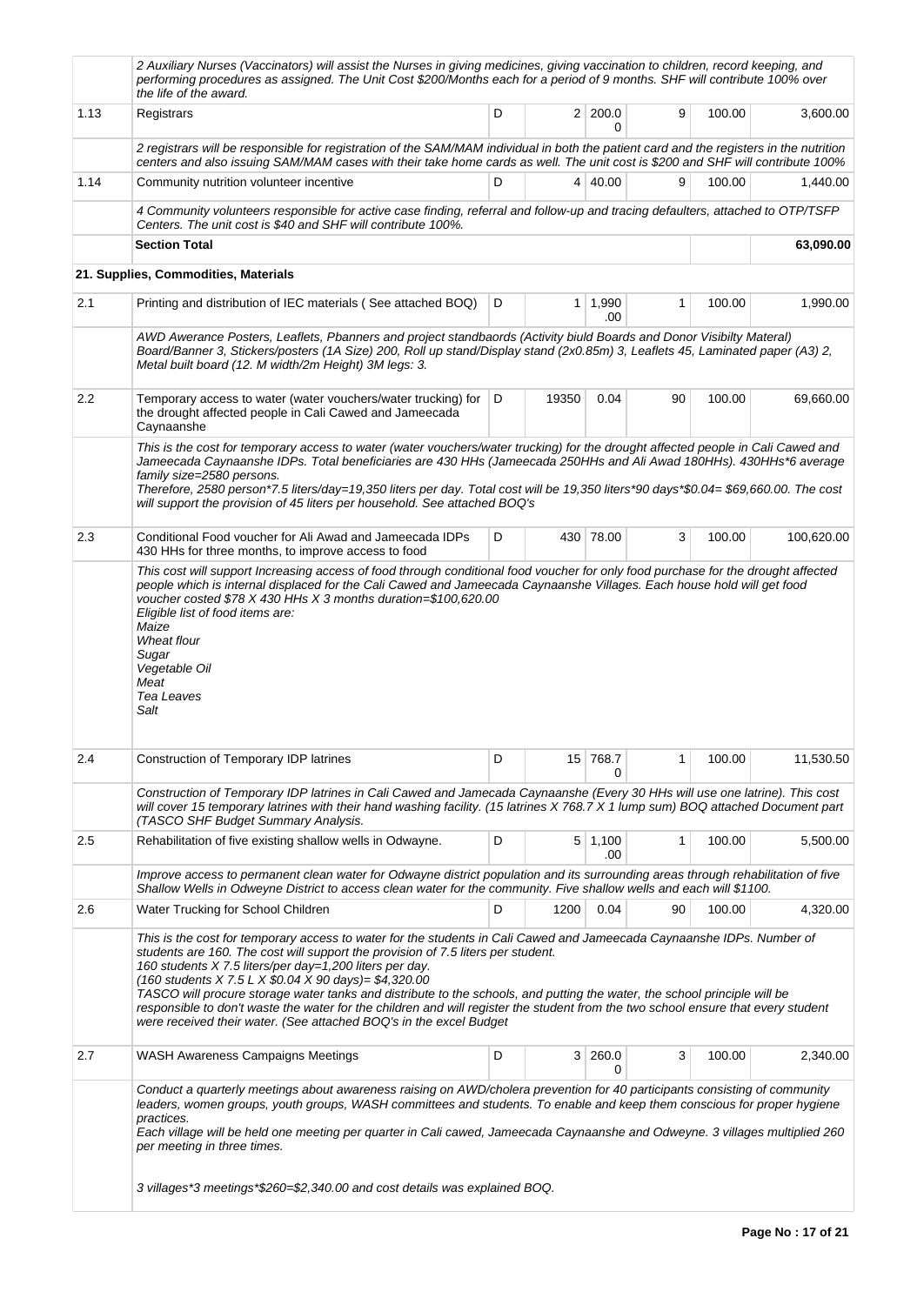| | | | | | | | |
|---|---|---|---|---|---|---|---|
| | *2 Auxiliary Nurses (Vaccinators) will assist the Nurses in giving medicines, giving vaccination to children, record keeping, and performing procedures as assigned. The Unit Cost $200/Months each for a period of 9 months. SHF will contribute 100% over the life of the award.* | | | | | | |
| 1.13 | Registrars | D | 2 | 200.00 | 9 | 100.00 | 3,600.00 |
| | *2 registrars will be responsible for registration of the SAM/MAM individual in both the patient card and the registers in the nutrition centers and also issuing SAM/MAM cases with their take home cards as well. The unit cost is $200 and SHF will contribute 100%* | | | | | | |
| 1.14 | Community nutrition volunteer incentive | D | 4 | 40.00 | 9 | 100.00 | 1,440.00 |
| | *4 Community volunteers responsible for active case finding, referral and follow-up and tracing defaulters, attached to OTP/TSFP Centers. The unit cost is $40 and SHF will contribute 100%.* | | | | | | |
| | **Section Total** | | | | | | **63,090.00** |
| | **21. Supplies, Commodities, Materials** | | | | | | |
| 2.1 | Printing and distribution of IEC materials ( See attached BOQ) | D | 1 | 1,990.00 | 1 | 100.00 | 1,990.00 |
| | *AWD Awerance Posters, Leaflets, Pbanners and project standbaords (Activity biuld Boards and Donor Visibilty Materal) Board/Banner 3, Stickers/posters (1A Size) 200, Roll up stand/Display stand (2x0.85m) 3, Leaflets 45, Laminated paper (A3) 2, Metal built board (12. M width/2m Height) 3M legs: 3.* | | | | | | |
| 2.2 | Temporary access to water (water vouchers/water trucking) for the drought affected people in Cali Cawed and Jameecada Caynaanshe | D | 19350 | 0.04 | 90 | 100.00 | 69,660.00 |
| | *This is the cost for temporary access to water (water vouchers/water trucking) for the drought affected people in Cali Cawed and Jameecada Caynaanshe IDPs. Total beneficiaries are 430 HHs (Jameecada 250HHs and Ali Awad 180HHs). 430HHs\*6 average family size=2580 persons.* *Therefore, 2580 person\*7.5 liters/day=19,350 liters per day. Total cost will be 19,350 liters\*90 days\*$0.04= $69,660.00. The cost will support the provision of 45 liters per household. See attached BOQ's* | | | | | | |
| 2.3 | Conditional Food voucher for Ali Awad and Jameecada IDPs 430 HHs for three months, to improve access to food | D | 430 | 78.00 | 3 | 100.00 | 100,620.00 |
| | *This cost will support Increasing access of food through conditional food voucher for only food purchase for the drought affected people which is internal displaced for the Cali Cawed and Jameecada Caynaanshe Villages. Each house hold will get food voucher costed $78 X 430 HHs X 3 months duration=$100,620.00* *Eligible list of food items are:* *Maize* *Wheat flour* *Sugar* *Vegetable Oil* *Meat* *Tea Leaves* *Salt* | | | | | | |
| 2.4 | Construction of Temporary IDP latrines | D | 15 | 768.70 | 1 | 100.00 | 11,530.50 |
| | *Construction of Temporary IDP latrines in Cali Cawed and Jamecada Caynaanshe (Every 30 HHs will use one latrine). This cost will cover 15 temporary latrines with their hand washing facility. (15 latrines X 768.7 X 1 lump sum) BOQ attached Document part (TASCO SHF Budget Summary Analysis.* | | | | | | |
| 2.5 | Rehabilitation of five existing shallow wells in Odwayne. | D | 5 | 1,100.00 | 1 | 100.00 | 5,500.00 |
| | *Improve access to permanent clean water for Odwayne district population and its surrounding areas through rehabilitation of five Shallow Wells in Odweyne District to access clean water for the community. Five shallow wells and each will $1100.* | | | | | | |
| 2.6 | Water Trucking for School Children | D | 1200 | 0.04 | 90 | 100.00 | 4,320.00 |
| | *This is the cost for temporary access to water for the students in Cali Cawed and Jameecada Caynaanshe IDPs. Number of students are 160. The cost will support the provision of 7.5 liters per student.* *160 students X 7.5 liters/per day=1,200 liters per day.* *(160 students X 7.5 L X $0.04 X 90 days)= $4,320.00* *TASCO will procure storage water tanks and distribute to the schools, and putting the water, the school principle will be responsible to don't waste the water for the children and will register the student from the two school ensure that every student were received their water. (See attached BOQ's in the excel Budget* | | | | | | |
| 2.7 | WASH Awareness Campaigns Meetings | D | 3 | 260.00 | 3 | 100.00 | 2,340.00 |
| | *Conduct a quarterly meetings about awareness raising on AWD/cholera prevention for 40 participants consisting of community leaders, women groups, youth groups, WASH committees and students. To enable and keep them conscious for proper hygiene practices.* *Each village will be held one meeting per quarter in Cali cawed, Jameecada Caynaanshe and Odweyne. 3 villages multiplied 260 per meeting in three times.* *3 villages\*3 meetings\*$260=$2,340.00 and cost details was explained BOQ.* | | | | | | |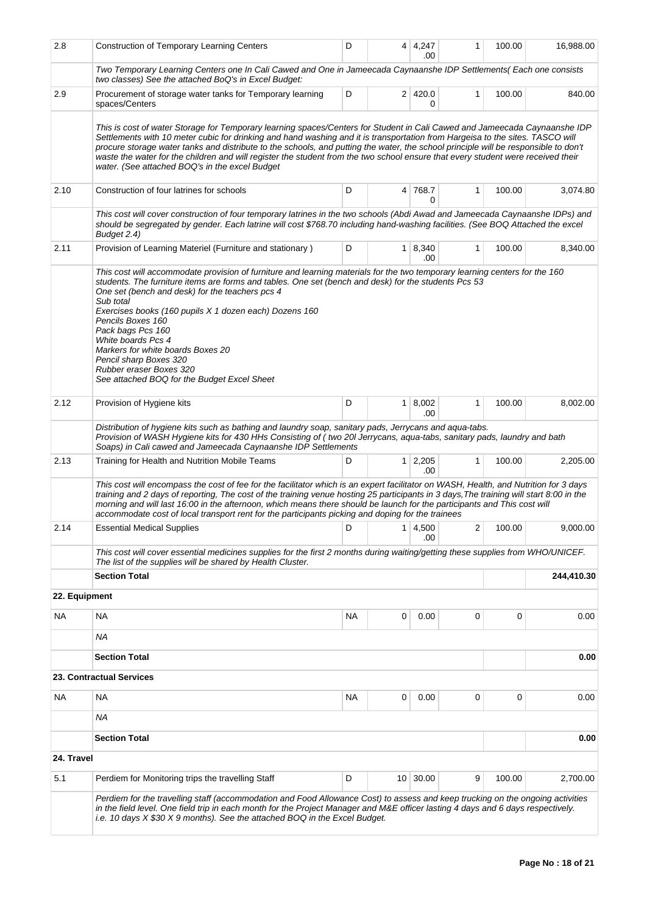| | | | | | | | |
|---|---|---|---|---|---|---|---|
| 2.8 | Construction of Temporary Learning Centers | D | 4 | 4,247.00 | 1 | 100.00 | 16,988.00 |
| | *Two Temporary Learning Centers one In Cali Cawed and One in Jameecada Caynaanshe IDP Settlements( Each one consists two classes) See the attached BoQ's in Excel Budget:* | | | | | | |
| 2.9 | Procurement of storage water tanks for Temporary learning spaces/Centers | D | 2 | 420.00 | 1 | 100.00 | 840.00 |
| | *This is cost of water Storage for Temporary learning spaces/Centers for Student in Cali Cawed and Jameecada Caynaanshe IDP Settlements with 10 meter cubic for drinking and hand washing and it is transportation from Hargeisa to the sites. TASCO will procure storage water tanks and distribute to the schools, and putting the water, the school principle will be responsible to don't waste the water for the children and will register the student from the two school ensure that every student were received their water. (See attached BOQ's in the excel Budget* | | | | | | |
| 2.10 | Construction of four latrines for schools | D | 4 | 768.70 | 1 | 100.00 | 3,074.80 |
| | *This cost will cover construction of four temporary latrines in the two schools (Abdi Awad and Jameecada Caynaanshe IDPs) and should be segregated by gender. Each latrine will cost $768.70 including hand-washing facilities. (See BOQ Attached the excel Budget 2.4)* | | | | | | |
| 2.11 | Provision of Learning Materiel (Furniture and stationary ) | D | 1 | 8,340.00 | 1 | 100.00 | 8,340.00 |
| | *This cost will accommodate provision of furniture and learning materials for the two temporary learning centers for the 160 students. The furniture items are forms and tables. One set (bench and desk) for the students Pcs 53*<br>*One set (bench and desk) for the teachers pcs 4*<br>*Sub total*<br>*Exercises books (160 pupils X 1 dozen each) Dozens 160*<br>*Pencils Boxes 160*<br>*Pack bags Pcs 160*<br>*White boards Pcs 4*<br>*Markers for white boards Boxes 20*<br>*Pencil sharp Boxes 320*<br>*Rubber eraser Boxes 320*<br>*See attached BOQ for the Budget Excel Sheet* | | | | | | |
| 2.12 | Provision of Hygiene kits | D | 1 | 8,002.00 | 1 | 100.00 | 8,002.00 |
| | *Distribution of hygiene kits such as bathing and laundry soap, sanitary pads, Jerrycans and aqua-tabs.*<br>*Provision of WASH Hygiene kits for 430 HHs Consisting of ( two 20l Jerrycans, aqua-tabs, sanitary pads, laundry and bath Soaps) in Cali cawed and Jameecada Caynaanshe IDP Settlements* | | | | | | |
| 2.13 | Training for Health and Nutrition Mobile Teams | D | 1 | 2,205.00 | 1 | 100.00 | 2,205.00 |
| | *This cost will encompass the cost of fee for the facilitator which is an expert facilitator on WASH, Health, and Nutrition for 3 days training and 2 days of reporting, The cost of the training venue hosting 25 participants in 3 days,The training will start 8:00 in the morning and will last 16:00 in the afternoon, which means there should be launch for the participants and This cost will accommodate cost of local transport rent for the participants picking and doping for the trainees* | | | | | | |
| 2.14 | Essential Medical Supplies | D | 1 | 4,500.00 | 2 | 100.00 | 9,000.00 |
| | *This cost will cover essential medicines supplies for the first 2 months during waiting/getting these supplies from WHO/UNICEF. The list of the supplies will be shared by Health Cluster.* | | | | | | |
| | **Section Total** | | | | | | **244,410.30** |
| **22. Equipment** | | | | | | | |
| NA | NA | NA | 0 | 0.00 | 0 | 0 | 0.00 |
| | *NA* | | | | | | |
| | **Section Total** | | | | | | **0.00** |
| **23. Contractual Services** | | | | | | | |
| NA | NA | NA | 0 | 0.00 | 0 | 0 | 0.00 |
| | *NA* | | | | | | |
| | **Section Total** | | | | | | **0.00** |
| **24. Travel** | | | | | | | |
| 5.1 | Perdiem for Monitoring trips the travelling Staff | D | 10 | 30.00 | 9 | 100.00 | 2,700.00 |
| | *Perdiem for the travelling staff (accommodation and Food Allowance Cost) to assess and keep trucking on the ongoing activities in the field level. One field trip in each month for the Project Manager and M&E officer lasting 4 days and 6 days respectively. i.e. 10 days X $30 X 9 months). See the attached BOQ in the Excel Budget.* | | | | | | |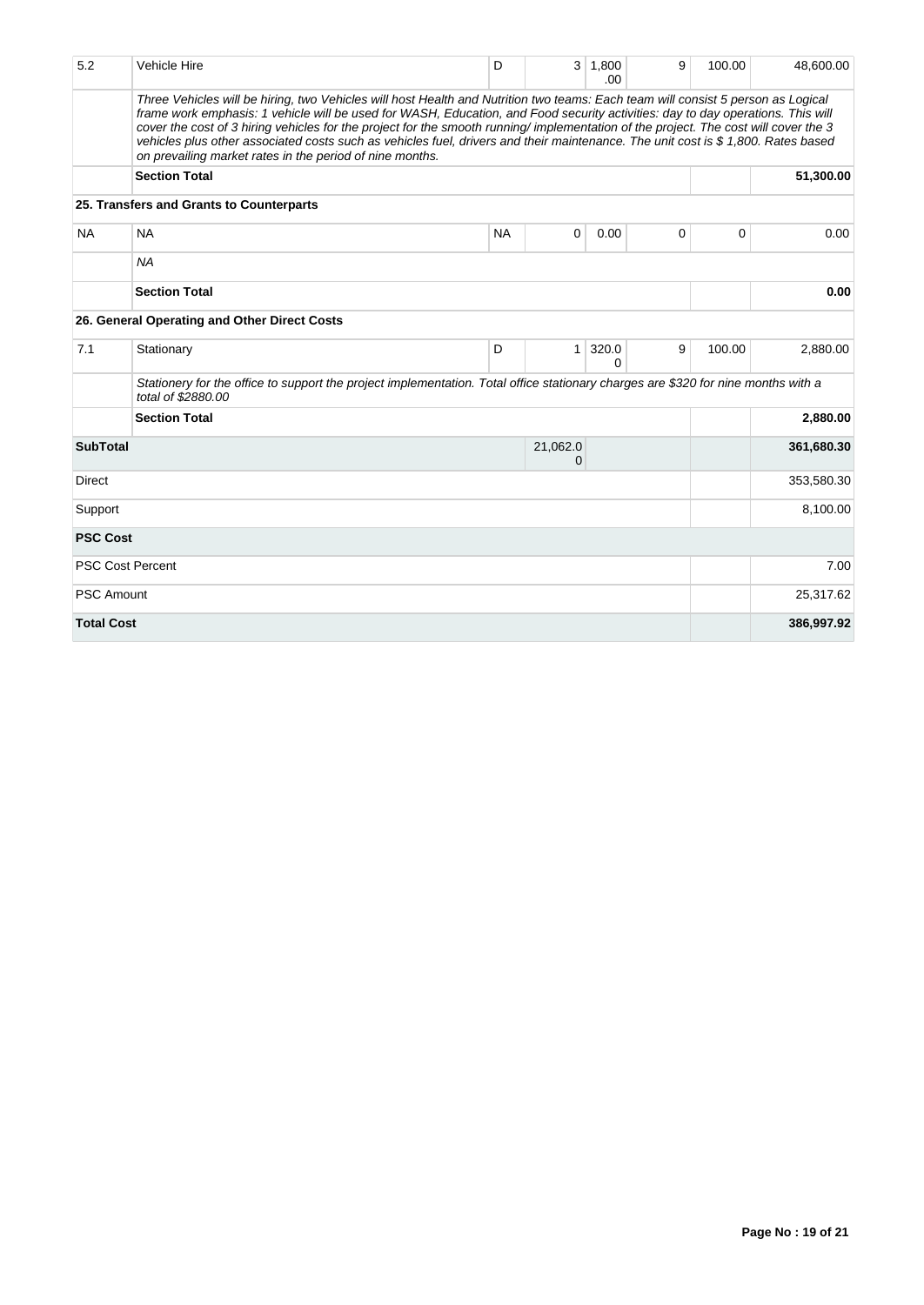| | | | | | | | |
|---|---|---|---|---|---|---|---|
| 5.2 | Vehicle Hire | D | 3 | 1,800.00 | 9 | 100.00 | 48,600.00 |
| | *Three Vehicles will be hiring, two Vehicles will host Health and Nutrition two teams: Each team will consist 5 person as Logical frame work emphasis: 1 vehicle will be used for WASH, Education, and Food security activities: day to day operations. This will cover the cost of 3 hiring vehicles for the project for the smooth running/ implementation of the project. The cost will cover the 3 vehicles plus other associated costs such as vehicles fuel, drivers and their maintenance. The unit cost is $ 1,800. Rates based on prevailing market rates in the period of nine months.* | | | | | | |
| | **Section Total** | | | | | | **51,300.00** |
| | **25. Transfers and Grants to Counterparts** | | | | | | |
| NA | NA | NA | 0 | 0.00 | 0 | 0 | 0.00 |
| | *NA* | | | | | | |
| | **Section Total** | | | | | | **0.00** |
| | **26. General Operating and Other Direct Costs** | | | | | | |
| 7.1 | Stationary | D | 1 | 320.00 | 9 | 100.00 | 2,880.00 |
| | *Stationery for the office to support the project implementation. Total office stationary charges are $320 for nine months with a total of $2880.00* | | | | | | |
| | **Section Total** | | | | | | **2,880.00** |
| **SubTotal** | | | 21,062.00 | | | | **361,680.30** |
| Direct | | | | | | | 353,580.30 |
| Support | | | | | | | 8,100.00 |
| **PSC Cost** | | | | | | | |
| PSC Cost Percent | | | | | | | 7.00 |
| PSC Amount | | | | | | | 25,317.62 |
| **Total Cost** | | | | | | | **386,997.92** |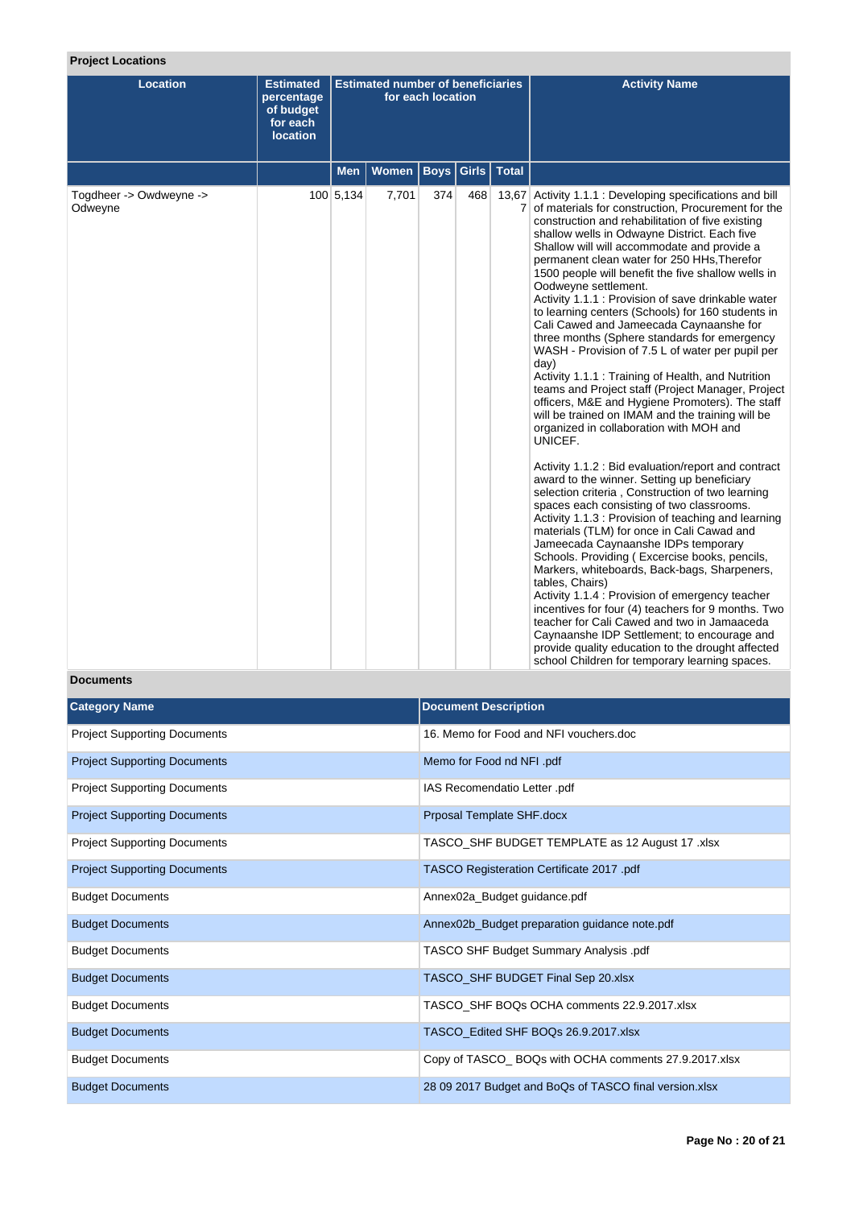### Project Locations

| Location | Estimated percentage of budget for each location | Estimated number of beneficiaries for each location | | | | | Activity Name |
|---|---|---|---|---|---|---|---|
| | | Men | Women | Boys | Girls | Total | |
| Togdheer -> Owdweyne -> Odweyne | 100 | 5,134 | 7,701 | 374 | 468 | 13,677 | Activity 1.1.1 : Developing specifications and bill of materials for construction, Procurement for the construction and rehabilitation of five existing shallow wells in Odwayne District. Each five Shallow will will accommodate and provide a permanent clean water for 250 HHs,Therefor 1500 people will benefit the five shallow wells in Oodweyne settlement.<br>Activity 1.1.1 : Provision of save drinkable water to learning centers (Schools) for 160 students in Cali Cawed and Jameecada Caynaanshe for three months (Sphere standards for emergency WASH - Provision of 7.5 L of water per pupil per day)<br>Activity 1.1.1 : Training of Health, and Nutrition teams and Project staff (Project Manager, Project officers, M&E and Hygiene Promoters). The staff will be trained on IMAM and the training will be organized in collaboration with MOH and UNICEF.<br><br>Activity 1.1.2 : Bid evaluation/report and contract award to the winner. Setting up beneficiary selection criteria , Construction of two learning spaces each consisting of two classrooms.<br>Activity 1.1.3 : Provision of teaching and learning materials (TLM) for once in Cali Cawad and Jameecada Caynaanshe IDPs temporary Schools. Providing ( Excercise books, pencils, Markers, whiteboards, Back-bags, Sharpeners, tables, Chairs)<br>Activity 1.1.4 : Provision of emergency teacher incentives for four (4) teachers for 9 months. Two teacher for Cali Cawed and two in Jamaaceda Caynaanshe IDP Settlement; to encourage and provide quality education to the drought affected school Children for temporary learning spaces. |

### Documents

| Category Name | Document Description |
|---|---|
| Project Supporting Documents | 16. Memo for Food and NFI vouchers.doc |
| Project Supporting Documents | Memo for Food nd NFI .pdf |
| Project Supporting Documents | IAS Recomendatio Letter .pdf |
| Project Supporting Documents | Prposal Template SHF.docx |
| Project Supporting Documents | TASCO_SHF BUDGET TEMPLATE as 12 August 17 .xlsx |
| Project Supporting Documents | TASCO Registeration Certificate 2017 .pdf |
| Budget Documents | Annex02a_Budget guidance.pdf |
| Budget Documents | Annex02b_Budget preparation guidance note.pdf |
| Budget Documents | TASCO SHF Budget Summary Analysis .pdf |
| Budget Documents | TASCO_SHF BUDGET Final Sep 20.xlsx |
| Budget Documents | TASCO_SHF BOQs OCHA comments 22.9.2017.xlsx |
| Budget Documents | TASCO_Edited SHF BOQs 26.9.2017.xlsx |
| Budget Documents | Copy of TASCO_ BOQs with OCHA comments 27.9.2017.xlsx |
| Budget Documents | 28 09 2017 Budget and BoQs of TASCO final version.xlsx |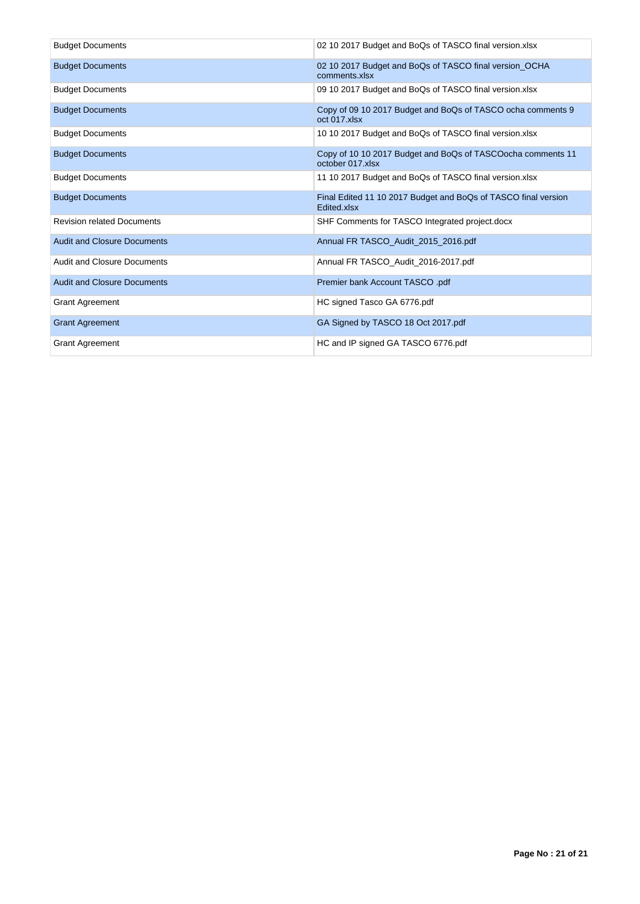| | |
|---|---|
| Budget Documents | 02 10 2017 Budget and BoQs of TASCO final version.xlsx |
| Budget Documents | 02 10 2017 Budget and BoQs of TASCO final version_OCHA comments.xlsx |
| Budget Documents | 09 10 2017 Budget and BoQs of TASCO final version.xlsx |
| Budget Documents | Copy of 09 10 2017 Budget and BoQs of TASCO ocha comments 9 oct 017.xlsx |
| Budget Documents | 10 10 2017 Budget and BoQs of TASCO final version.xlsx |
| Budget Documents | Copy of 10 10 2017 Budget and BoQs of TASCOocha comments 11 october 017.xlsx |
| Budget Documents | 11 10 2017 Budget and BoQs of TASCO final version.xlsx |
| Budget Documents | Final Edited 11 10 2017 Budget and BoQs of TASCO final version Edited.xlsx |
| Revision related Documents | SHF Comments for TASCO Integrated project.docx |
| Audit and Closure Documents | Annual FR TASCO_Audit_2015_2016.pdf |
| Audit and Closure Documents | Annual FR TASCO_Audit_2016-2017.pdf |
| Audit and Closure Documents | Premier bank Account TASCO .pdf |
| Grant Agreement | HC signed Tasco GA 6776.pdf |
| Grant Agreement | GA Signed by TASCO 18 Oct 2017.pdf |
| Grant Agreement | HC and IP signed GA TASCO 6776.pdf |